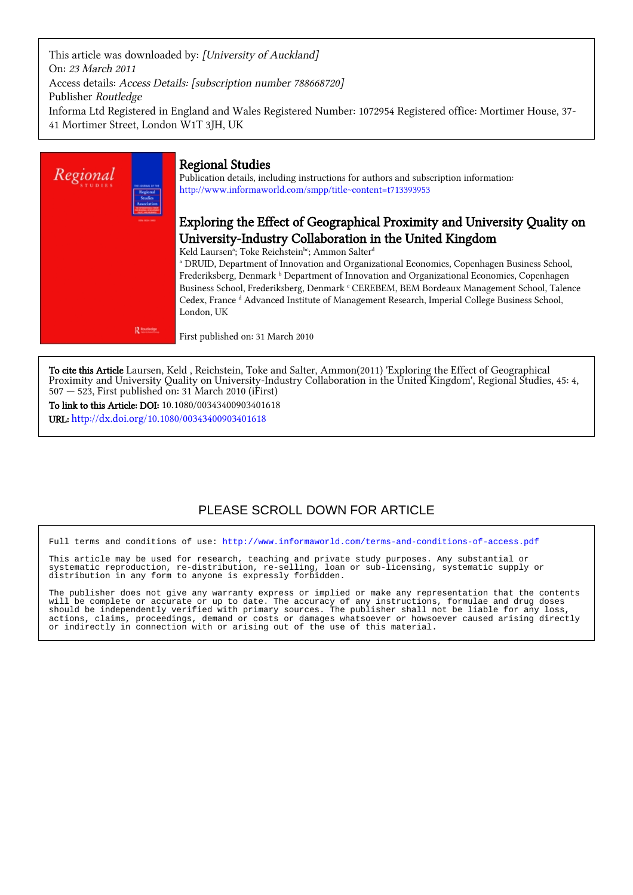This article was downloaded by: *[University of Auckland]*
On: *23 March 2011*
Access details: *Access Details: [subscription number 788668720]*
Publisher *Routledge*
Informa Ltd Registered in England and Wales Registered Number: 1072954 Registered office: Mortimer House, 37-41 Mortimer Street, London W1T 3JH, UK

# Regional Studies

Publication details, including instructions for authors and subscription information:
http://www.informaworld.com/smpp/title~content=t713393953

## Exploring the Effect of Geographical Proximity and University Quality on University-Industry Collaboration in the United Kingdom

Keld Laursen[a]; Toke Reichstein[bc]; Ammon Salter[d]

[a] DRUID, Department of Innovation and Organizational Economics, Copenhagen Business School, Frederiksberg, Denmark [b] Department of Innovation and Organizational Economics, Copenhagen Business School, Frederiksberg, Denmark [c] CEREBEM, BEM Bordeaux Management School, Talence Cedex, France [d] Advanced Institute of Management Research, Imperial College Business School, London, UK

First published on: 31 March 2010

**To cite this Article** Laursen, Keld , Reichstein, Toke and Salter, Ammon(2011) 'Exploring the Effect of Geographical Proximity and University Quality on University-Industry Collaboration in the United Kingdom', Regional Studies, 45: 4, 507 — 523, First published on: 31 March 2010 (iFirst)

**To link to this Article: DOI:** 10.1080/00343400903401618

**URL:** http://dx.doi.org/10.1080/00343400903401618

PLEASE SCROLL DOWN FOR ARTICLE

Full terms and conditions of use: http://www.informaworld.com/terms-and-conditions-of-access.pdf

This article may be used for research, teaching and private study purposes. Any substantial or systematic reproduction, re-distribution, re-selling, loan or sub-licensing, systematic supply or distribution in any form to anyone is expressly forbidden.

The publisher does not give any warranty express or implied or make any representation that the contents will be complete or accurate or up to date. The accuracy of any instructions, formulae and drug doses should be independently verified with primary sources. The publisher shall not be liable for any loss, actions, claims, proceedings, demand or costs or damages whatsoever or howsoever caused arising directly or indirectly in connection with or arising out of the use of this material.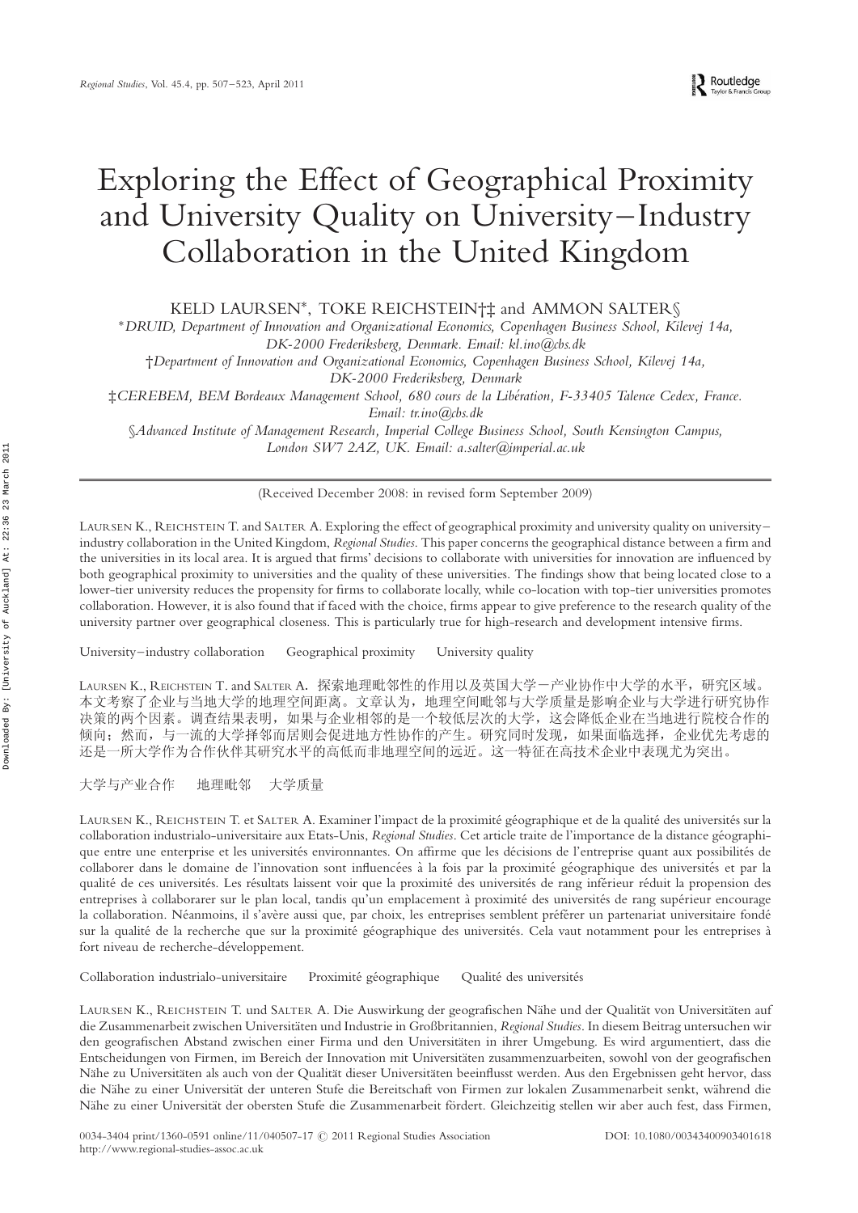# Exploring the Effect of Geographical Proximity and University Quality on University–Industry Collaboration in the United Kingdom

KELD LAURSEN*, TOKE REICHSTEIN†‡ and AMMON SALTER§

*DRUID, Department of Innovation and Organizational Economics, Copenhagen Business School, Kilevej 14a, DK-2000 Frederiksberg, Denmark. Email: kl.ino@cbs.dk*

†*Department of Innovation and Organizational Economics, Copenhagen Business School, Kilevej 14a, DK-2000 Frederiksberg, Denmark*

‡*CEREBEM, BEM Bordeaux Management School, 680 cours de la Libération, F-33405 Talence Cedex, France. Email: tr.ino@cbs.dk*

§*Advanced Institute of Management Research, Imperial College Business School, South Kensington Campus, London SW7 2AZ, UK. Email: a.salter@imperial.ac.uk*

(Received December 2008: in revised form September 2009)

LAURSEN K., REICHSTEIN T. and SALTER A. Exploring the effect of geographical proximity and university quality on university–industry collaboration in the United Kingdom, *Regional Studies*. This paper concerns the geographical distance between a firm and the universities in its local area. It is argued that firms' decisions to collaborate with universities for innovation are influenced by both geographical proximity to universities and the quality of these universities. The findings show that being located close to a lower-tier university reduces the propensity for firms to collaborate locally, while co-location with top-tier universities promotes collaboration. However, it is also found that if faced with the choice, firms appear to give preference to the research quality of the university partner over geographical closeness. This is particularly true for high-research and development intensive firms.

University–industry collaboration  Geographical proximity  University quality

LAURSEN K., REICHSTEIN T. and SALTER A. 探索地理毗邻性的作用以及英国大学－产业协作中大学的水平，研究区域。本文考察了企业与当地大学的地理空间距离。文章认为，地理空间毗邻与大学质量是影响企业与大学进行研究协作决策的两个因素。调查结果表明，如果与企业相邻的是一个较低层次的大学，这会降低企业在当地进行院校合作的倾向；然而，与一流的大学择邻而居则会促进地方性协作的产生。研究同时发现，如果面临选择，企业优先考虑的还是一所大学作为合作伙伴其研究水平的高低而非地理空间的远近。这一特征在高技术企业中表现尤为突出。

大学与产业合作  地理毗邻  大学质量

LAURSEN K., REICHSTEIN T. et SALTER A. Examiner l'impact de la proximité géographique et de la qualité des universités sur la collaboration industrialo-universitaire aux Etats-Unis, *Regional Studies*. Cet article traite de l'importance de la distance géographique entre une enterprise et les universités environnantes. On affirme que les décisions de l'entreprise quant aux possibilités de collaborer dans le domaine de l'innovation sont influencées à la fois par la proximité géographique des universités et par la qualité de ces universités. Les résultats laissent voir que la proximité des universités de rang inférieur réduit la propension des entreprises à collaborarer sur le plan local, tandis qu'un emplacement à proximité des universités de rang supérieur encourage la collaboration. Néanmoins, il s'avère aussi que, par choix, les entreprises semblent préférer un partenariat universitaire fondé sur la qualité de la recherche que sur la proximité géographique des universités. Cela vaut notamment pour les entreprises à fort niveau de recherche-développement.

Collaboration industrialo-universitaire  Proximité géographique  Qualité des universités

LAURSEN K., REICHSTEIN T. und SALTER A. Die Auswirkung der geografischen Nähe und der Qualität von Universitäten auf die Zusammenarbeit zwischen Universitäten und Industrie in Großbritannien, *Regional Studies*. In diesem Beitrag untersuchen wir den geografischen Abstand zwischen einer Firma und den Universitäten in ihrer Umgebung. Es wird argumentiert, dass die Entscheidungen von Firmen, im Bereich der Innovation mit Universitäten zusammenzuarbeiten, sowohl von der geografischen Nähe zu Universitäten als auch von der Qualität dieser Universitäten beeinflusst werden. Aus den Ergebnissen geht hervor, dass die Nähe zu einer Universität der unteren Stufe die Bereitschaft von Firmen zur lokalen Zusammenarbeit senkt, während die Nähe zu einer Universität der obersten Stufe die Zusammenarbeit fördert. Gleichzeitig stellen wir aber auch fest, dass Firmen,

0034-3404 print/1360-0591 online/11/040507-17 © 2011 Regional Studies Association
http://www.regional-studies-assoc.ac.uk
DOI: 10.1080/00343400903401618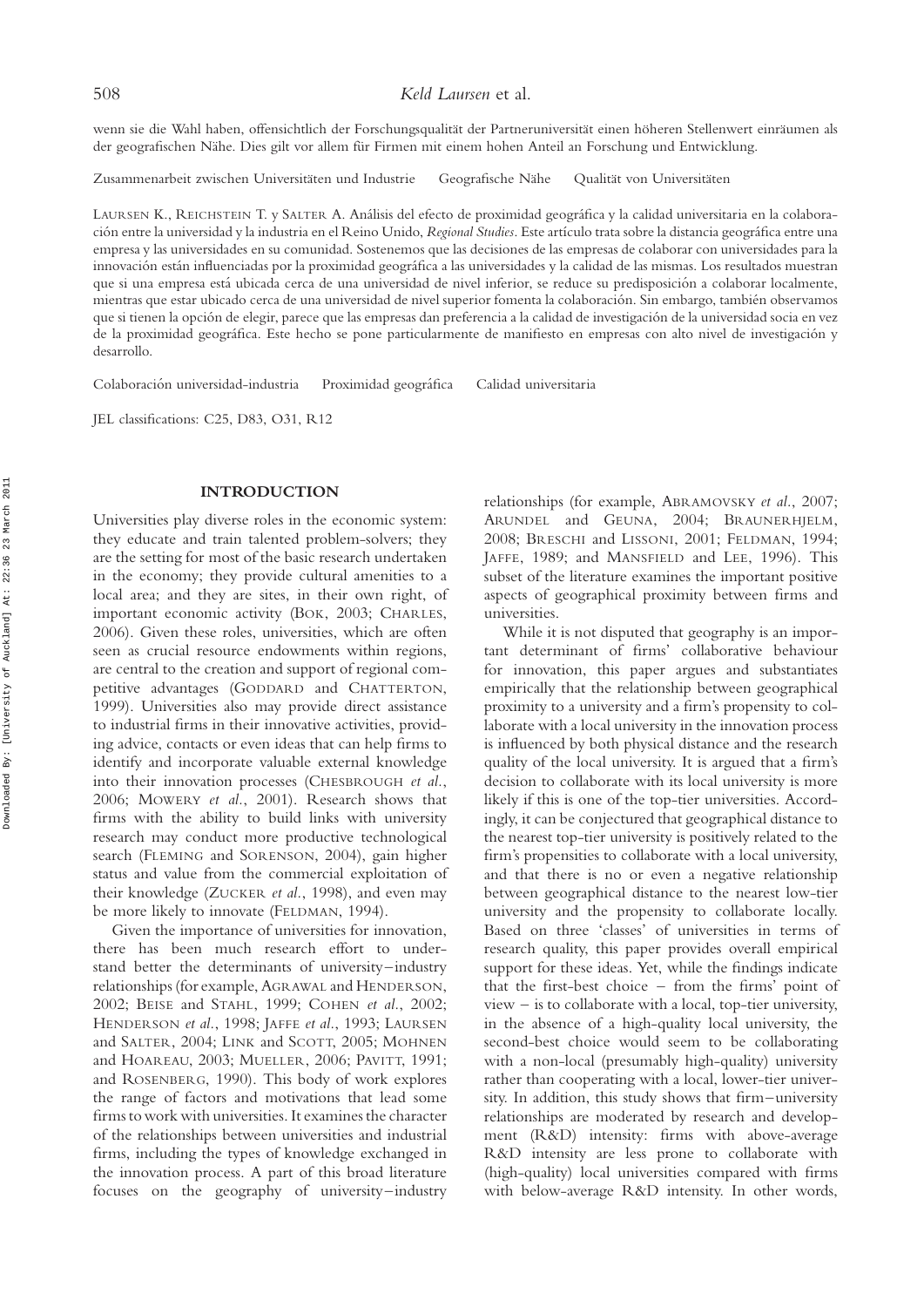wenn sie die Wahl haben, offensichtlich der Forschungsqualität der Partneruniversität einen höheren Stellenwert einräumen als der geografischen Nähe. Dies gilt vor allem für Firmen mit einem hohen Anteil an Forschung und Entwicklung.

Zusammenarbeit zwischen Universitäten und Industrie  Geografische Nähe  Qualität von Universitäten

LAURSEN K., REICHSTEIN T. y SALTER A. Análisis del efecto de proximidad geográfica y la calidad universitaria en la colaboración entre la universidad y la industria en el Reino Unido, *Regional Studies*. Este artículo trata sobre la distancia geográfica entre una empresa y las universidades en su comunidad. Sostenemos que las decisiones de las empresas de colaborar con universidades para la innovación están influenciadas por la proximidad geográfica a las universidades y la calidad de las mismas. Los resultados muestran que si una empresa está ubicada cerca de una universidad de nivel inferior, se reduce su predisposición a colaborar localmente, mientras que estar ubicado cerca de una universidad de nivel superior fomenta la colaboración. Sin embargo, también observamos que si tienen la opción de elegir, parece que las empresas dan preferencia a la calidad de investigación de la universidad socia en vez de la proximidad geográfica. Este hecho se pone particularmente de manifiesto en empresas con alto nivel de investigación y desarrollo.

Colaboración universidad-industria  Proximidad geográfica  Calidad universitaria

JEL classifications: C25, D83, O31, R12

## INTRODUCTION

Universities play diverse roles in the economic system: they educate and train talented problem-solvers; they are the setting for most of the basic research undertaken in the economy; they provide cultural amenities to a local area; and they are sites, in their own right, of important economic activity (BOK, 2003; CHARLES, 2006). Given these roles, universities, which are often seen as crucial resource endowments within regions, are central to the creation and support of regional competitive advantages (GODDARD and CHATTERTON, 1999). Universities also may provide direct assistance to industrial firms in their innovative activities, providing advice, contacts or even ideas that can help firms to identify and incorporate valuable external knowledge into their innovation processes (CHESBROUGH *et al.*, 2006; MOWERY *et al.*, 2001). Research shows that firms with the ability to build links with university research may conduct more productive technological search (FLEMING and SORENSON, 2004), gain higher status and value from the commercial exploitation of their knowledge (ZUCKER *et al.*, 1998), and even may be more likely to innovate (FELDMAN, 1994).

Given the importance of universities for innovation, there has been much research effort to understand better the determinants of university–industry relationships (for example, AGRAWAL and HENDERSON, 2002; BEISE and STAHL, 1999; COHEN *et al.*, 2002; HENDERSON *et al.*, 1998; JAFFE *et al.*, 1993; LAURSEN and SALTER, 2004; LINK and SCOTT, 2005; MOHNEN and HOAREAU, 2003; MUELLER, 2006; PAVITT, 1991; and ROSENBERG, 1990). This body of work explores the range of factors and motivations that lead some firms to work with universities. It examines the character of the relationships between universities and industrial firms, including the types of knowledge exchanged in the innovation process. A part of this broad literature focuses on the geography of university–industry relationships (for example, ABRAMOVSKY *et al.*, 2007; ARUNDEL and GEUNA, 2004; BRAUNERHJELM, 2008; BRESCHI and LISSONI, 2001; FELDMAN, 1994; JAFFE, 1989; and MANSFIELD and LEE, 1996). This subset of the literature examines the important positive aspects of geographical proximity between firms and universities.

While it is not disputed that geography is an important determinant of firms' collaborative behaviour for innovation, this paper argues and substantiates empirically that the relationship between geographical proximity to a university and a firm's propensity to collaborate with a local university in the innovation process is influenced by both physical distance and the research quality of the local university. It is argued that a firm's decision to collaborate with its local university is more likely if this is one of the top-tier universities. Accordingly, it can be conjectured that geographical distance to the nearest top-tier university is positively related to the firm's propensities to collaborate with a local university, and that there is no or even a negative relationship between geographical distance to the nearest low-tier university and the propensity to collaborate locally. Based on three 'classes' of universities in terms of research quality, this paper provides overall empirical support for these ideas. Yet, while the findings indicate that the first-best choice – from the firms' point of view – is to collaborate with a local, top-tier university, in the absence of a high-quality local university, the second-best choice would seem to be collaborating with a non-local (presumably high-quality) university rather than cooperating with a local, lower-tier university. In addition, this study shows that firm–university relationships are moderated by research and development (R&D) intensity: firms with above-average R&D intensity are less prone to collaborate with (high-quality) local universities compared with firms with below-average R&D intensity. In other words,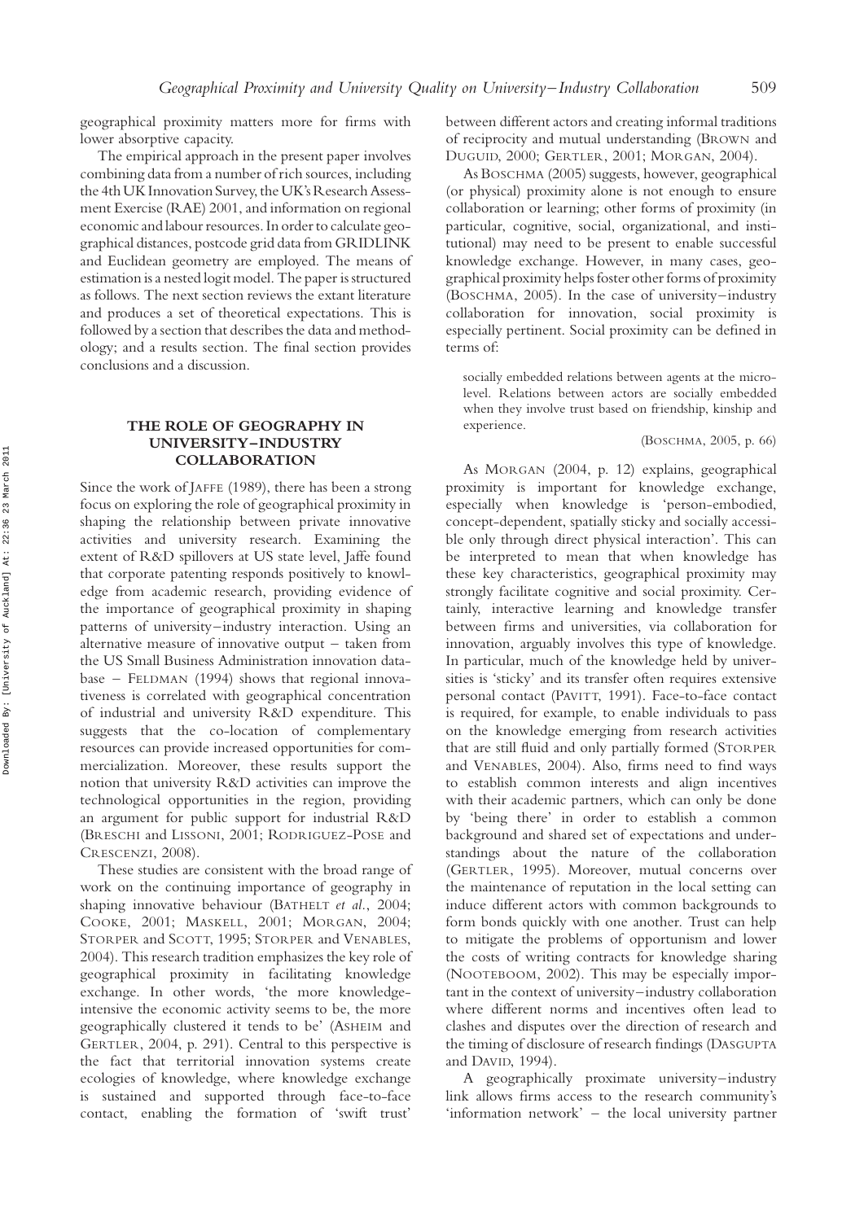geographical proximity matters more for firms with lower absorptive capacity.

The empirical approach in the present paper involves combining data from a number of rich sources, including the 4th UK Innovation Survey, the UK's Research Assessment Exercise (RAE) 2001, and information on regional economic and labour resources. In order to calculate geographical distances, postcode grid data from GRIDLINK and Euclidean geometry are employed. The means of estimation is a nested logit model. The paper is structured as follows. The next section reviews the extant literature and produces a set of theoretical expectations. This is followed by a section that describes the data and methodology; and a results section. The final section provides conclusions and a discussion.

## THE ROLE OF GEOGRAPHY IN UNIVERSITY–INDUSTRY COLLABORATION

Since the work of JAFFE (1989), there has been a strong focus on exploring the role of geographical proximity in shaping the relationship between private innovative activities and university research. Examining the extent of R&D spillovers at US state level, Jaffe found that corporate patenting responds positively to knowledge from academic research, providing evidence of the importance of geographical proximity in shaping patterns of university–industry interaction. Using an alternative measure of innovative output – taken from the US Small Business Administration innovation database – FELDMAN (1994) shows that regional innovativeness is correlated with geographical concentration of industrial and university R&D expenditure. This suggests that the co-location of complementary resources can provide increased opportunities for commercialization. Moreover, these results support the notion that university R&D activities can improve the technological opportunities in the region, providing an argument for public support for industrial R&D (BRESCHI and LISSONI, 2001; RODRIGUEZ-POSE and CRESCENZI, 2008).

These studies are consistent with the broad range of work on the continuing importance of geography in shaping innovative behaviour (BATHELT *et al.*, 2004; COOKE, 2001; MASKELL, 2001; MORGAN, 2004; STORPER and SCOTT, 1995; STORPER and VENABLES, 2004). This research tradition emphasizes the key role of geographical proximity in facilitating knowledge exchange. In other words, 'the more knowledge-intensive the economic activity seems to be, the more geographically clustered it tends to be' (ASHEIM and GERTLER, 2004, p. 291). Central to this perspective is the fact that territorial innovation systems create ecologies of knowledge, where knowledge exchange is sustained and supported through face-to-face contact, enabling the formation of 'swift trust' between different actors and creating informal traditions of reciprocity and mutual understanding (BROWN and DUGUID, 2000; GERTLER, 2001; MORGAN, 2004).

As BOSCHMA (2005) suggests, however, geographical (or physical) proximity alone is not enough to ensure collaboration or learning; other forms of proximity (in particular, cognitive, social, organizational, and institutional) may need to be present to enable successful knowledge exchange. However, in many cases, geographical proximity helps foster other forms of proximity (BOSCHMA, 2005). In the case of university–industry collaboration for innovation, social proximity is especially pertinent. Social proximity can be defined in terms of:

> socially embedded relations between agents at the micro-level. Relations between actors are socially embedded when they involve trust based on friendship, kinship and experience.
>
> (BOSCHMA, 2005, p. 66)

As MORGAN (2004, p. 12) explains, geographical proximity is important for knowledge exchange, especially when knowledge is 'person-embodied, concept-dependent, spatially sticky and socially accessible only through direct physical interaction'. This can be interpreted to mean that when knowledge has these key characteristics, geographical proximity may strongly facilitate cognitive and social proximity. Certainly, interactive learning and knowledge transfer between firms and universities, via collaboration for innovation, arguably involves this type of knowledge. In particular, much of the knowledge held by universities is 'sticky' and its transfer often requires extensive personal contact (PAVITT, 1991). Face-to-face contact is required, for example, to enable individuals to pass on the knowledge emerging from research activities that are still fluid and only partially formed (STORPER and VENABLES, 2004). Also, firms need to find ways to establish common interests and align incentives with their academic partners, which can only be done by 'being there' in order to establish a common background and shared set of expectations and understandings about the nature of the collaboration (GERTLER, 1995). Moreover, mutual concerns over the maintenance of reputation in the local setting can induce different actors with common backgrounds to form bonds quickly with one another. Trust can help to mitigate the problems of opportunism and lower the costs of writing contracts for knowledge sharing (NOOTEBOOM, 2002). This may be especially important in the context of university–industry collaboration where different norms and incentives often lead to clashes and disputes over the direction of research and the timing of disclosure of research findings (DASGUPTA and DAVID, 1994).

A geographically proximate university–industry link allows firms access to the research community's 'information network' – the local university partner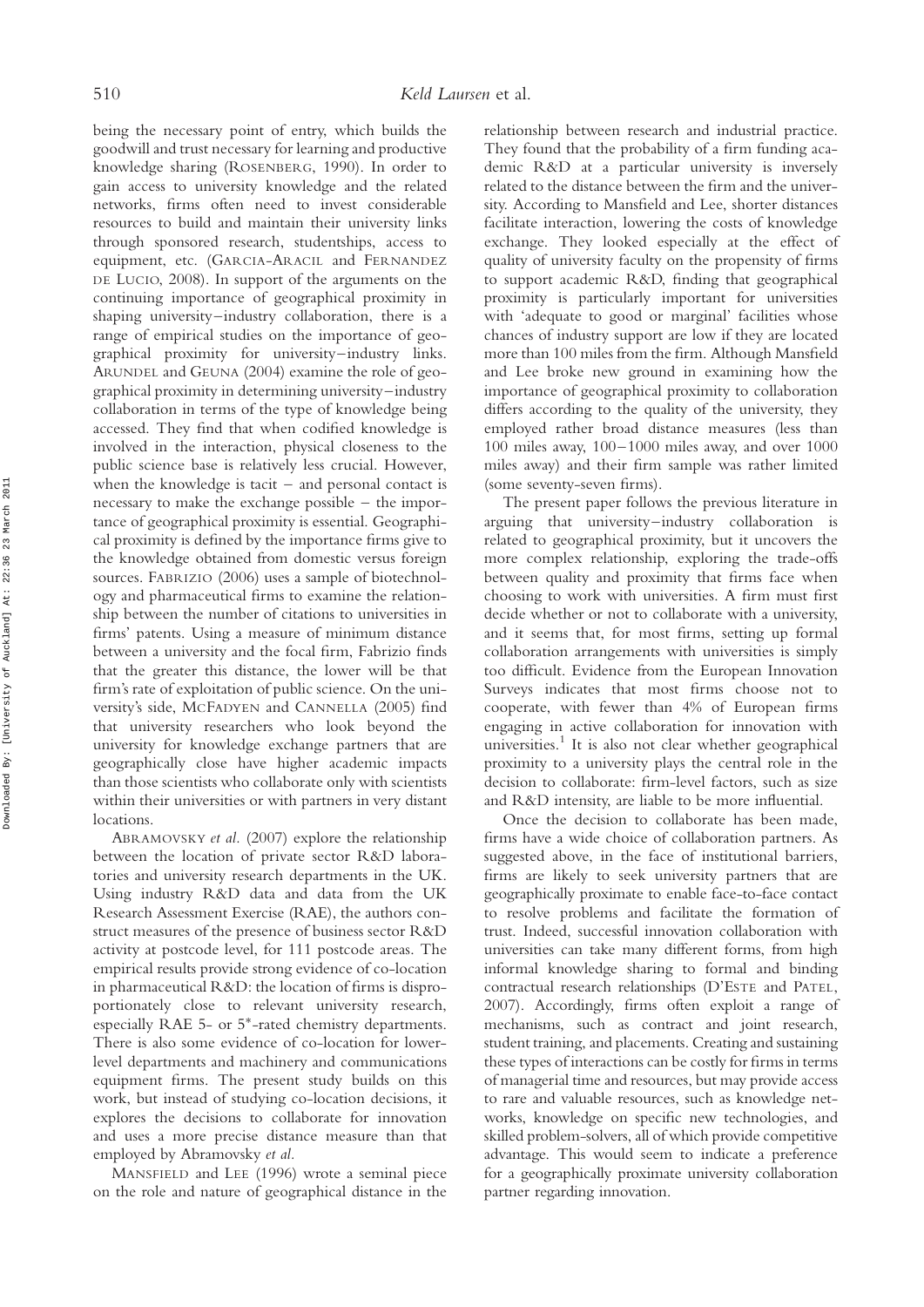being the necessary point of entry, which builds the goodwill and trust necessary for learning and productive knowledge sharing (ROSENBERG, 1990). In order to gain access to university knowledge and the related networks, firms often need to invest considerable resources to build and maintain their university links through sponsored research, studentships, access to equipment, etc. (GARCIA-ARACIL and FERNANDEZ DE LUCIO, 2008). In support of the arguments on the continuing importance of geographical proximity in shaping university–industry collaboration, there is a range of empirical studies on the importance of geographical proximity for university–industry links. ARUNDEL and GEUNA (2004) examine the role of geographical proximity in determining university–industry collaboration in terms of the type of knowledge being accessed. They find that when codified knowledge is involved in the interaction, physical closeness to the public science base is relatively less crucial. However, when the knowledge is tacit – and personal contact is necessary to make the exchange possible – the importance of geographical proximity is essential. Geographical proximity is defined by the importance firms give to the knowledge obtained from domestic versus foreign sources. FABRIZIO (2006) uses a sample of biotechnology and pharmaceutical firms to examine the relationship between the number of citations to universities in firms' patents. Using a measure of minimum distance between a university and the focal firm, Fabrizio finds that the greater this distance, the lower will be that firm's rate of exploitation of public science. On the university's side, MCFADYEN and CANNELLA (2005) find that university researchers who look beyond the university for knowledge exchange partners that are geographically close have higher academic impacts than those scientists who collaborate only with scientists within their universities or with partners in very distant locations.

ABRAMOVSKY *et al.* (2007) explore the relationship between the location of private sector R&D laboratories and university research departments in the UK. Using industry R&D data and data from the UK Research Assessment Exercise (RAE), the authors construct measures of the presence of business sector R&D activity at postcode level, for 111 postcode areas. The empirical results provide strong evidence of co-location in pharmaceutical R&D: the location of firms is disproportionately close to relevant university research, especially RAE 5- or 5*-rated chemistry departments. There is also some evidence of co-location for lower-level departments and machinery and communications equipment firms. The present study builds on this work, but instead of studying co-location decisions, it explores the decisions to collaborate for innovation and uses a more precise distance measure than that employed by Abramovsky *et al.*

MANSFIELD and LEE (1996) wrote a seminal piece on the role and nature of geographical distance in the relationship between research and industrial practice. They found that the probability of a firm funding academic R&D at a particular university is inversely related to the distance between the firm and the university. According to Mansfield and Lee, shorter distances facilitate interaction, lowering the costs of knowledge exchange. They looked especially at the effect of quality of university faculty on the propensity of firms to support academic R&D, finding that geographical proximity is particularly important for universities with 'adequate to good or marginal' facilities whose chances of industry support are low if they are located more than 100 miles from the firm. Although Mansfield and Lee broke new ground in examining how the importance of geographical proximity to collaboration differs according to the quality of the university, they employed rather broad distance measures (less than 100 miles away, 100–1000 miles away, and over 1000 miles away) and their firm sample was rather limited (some seventy-seven firms).

The present paper follows the previous literature in arguing that university–industry collaboration is related to geographical proximity, but it uncovers the more complex relationship, exploring the trade-offs between quality and proximity that firms face when choosing to work with universities. A firm must first decide whether or not to collaborate with a university, and it seems that, for most firms, setting up formal collaboration arrangements with universities is simply too difficult. Evidence from the European Innovation Surveys indicates that most firms choose not to cooperate, with fewer than 4% of European firms engaging in active collaboration for innovation with universities.[1] It is also not clear whether geographical proximity to a university plays the central role in the decision to collaborate: firm-level factors, such as size and R&D intensity, are liable to be more influential.

Once the decision to collaborate has been made, firms have a wide choice of collaboration partners. As suggested above, in the face of institutional barriers, firms are likely to seek university partners that are geographically proximate to enable face-to-face contact to resolve problems and facilitate the formation of trust. Indeed, successful innovation collaboration with universities can take many different forms, from high informal knowledge sharing to formal and binding contractual research relationships (D'ESTE and PATEL, 2007). Accordingly, firms often exploit a range of mechanisms, such as contract and joint research, student training, and placements. Creating and sustaining these types of interactions can be costly for firms in terms of managerial time and resources, but may provide access to rare and valuable resources, such as knowledge networks, knowledge on specific new technologies, and skilled problem-solvers, all of which provide competitive advantage. This would seem to indicate a preference for a geographically proximate university collaboration partner regarding innovation.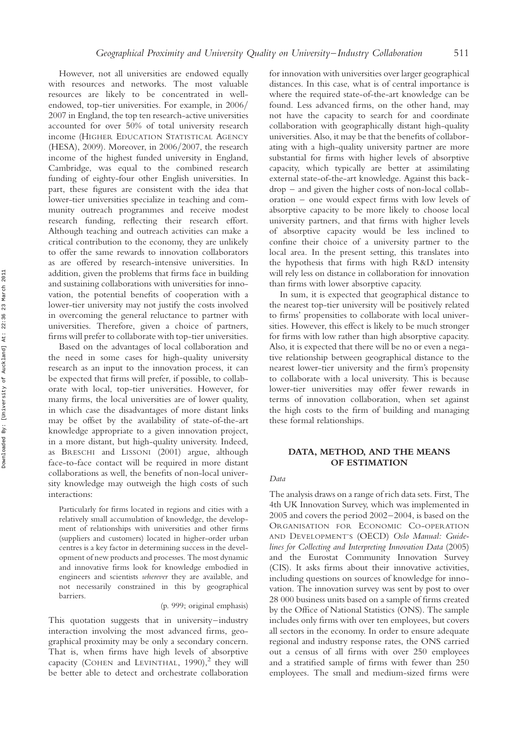However, not all universities are endowed equally with resources and networks. The most valuable resources are likely to be concentrated in well-endowed, top-tier universities. For example, in 2006/2007 in England, the top ten research-active universities accounted for over 50% of total university research income (Higher Education Statistical Agency (HESA), 2009). Moreover, in 2006/2007, the research income of the highest funded university in England, Cambridge, was equal to the combined research funding of eighty-four other English universities. In part, these figures are consistent with the idea that lower-tier universities specialize in teaching and community outreach programmes and receive modest research funding, reflecting their research effort. Although teaching and outreach activities can make a critical contribution to the economy, they are unlikely to offer the same rewards to innovation collaborators as are offered by research-intensive universities. In addition, given the problems that firms face in building and sustaining collaborations with universities for innovation, the potential benefits of cooperation with a lower-tier university may not justify the costs involved in overcoming the general reluctance to partner with universities. Therefore, given a choice of partners, firms will prefer to collaborate with top-tier universities.

Based on the advantages of local collaboration and the need in some cases for high-quality university research as an input to the innovation process, it can be expected that firms will prefer, if possible, to collaborate with local, top-tier universities. However, for many firms, the local universities are of lower quality, in which case the disadvantages of more distant links may be offset by the availability of state-of-the-art knowledge appropriate to a given innovation project, in a more distant, but high-quality university. Indeed, as Breschi and Lissoni (2001) argue, although face-to-face contact will be required in more distant collaborations as well, the benefits of non-local university knowledge may outweigh the high costs of such interactions:

> Particularly for firms located in regions and cities with a relatively small accumulation of knowledge, the development of relationships with universities and other firms (suppliers and customers) located in higher-order urban centres is a key factor in determining success in the development of new products and processes. The most dynamic and innovative firms look for knowledge embodied in engineers and scientists *wherever* they are available, and not necessarily constrained in this by geographical barriers.
>
> (p. 999; original emphasis)

This quotation suggests that in university–industry interaction involving the most advanced firms, geographical proximity may be only a secondary concern. That is, when firms have high levels of absorptive capacity (Cohen and Levinthal, 1990),[2] they will be better able to detect and orchestrate collaboration for innovation with universities over larger geographical distances. In this case, what is of central importance is where the required state-of-the-art knowledge can be found. Less advanced firms, on the other hand, may not have the capacity to search for and coordinate collaboration with geographically distant high-quality universities. Also, it may be that the benefits of collaborating with a high-quality university partner are more substantial for firms with higher levels of absorptive capacity, which typically are better at assimilating external state-of-the-art knowledge. Against this backdrop – and given the higher costs of non-local collaboration – one would expect firms with low levels of absorptive capacity to be more likely to choose local university partners, and that firms with higher levels of absorptive capacity would be less inclined to confine their choice of a university partner to the local area. In the present setting, this translates into the hypothesis that firms with high R&D intensity will rely less on distance in collaboration for innovation than firms with lower absorptive capacity.

In sum, it is expected that geographical distance to the nearest top-tier university will be positively related to firms' propensities to collaborate with local universities. However, this effect is likely to be much stronger for firms with low rather than high absorptive capacity. Also, it is expected that there will be no or even a negative relationship between geographical distance to the nearest lower-tier university and the firm's propensity to collaborate with a local university. This is because lower-tier universities may offer fewer rewards in terms of innovation collaboration, when set against the high costs to the firm of building and managing these formal relationships.

## DATA, METHOD, AND THE MEANS OF ESTIMATION

### *Data*

The analysis draws on a range of rich data sets. First, The 4th UK Innovation Survey, which was implemented in 2005 and covers the period 2002–2004, is based on the Organisation for Economic Co-operation and Development's (OECD) *Oslo Manual: Guidelines for Collecting and Interpreting Innovation Data* (2005) and the Eurostat Community Innovation Survey (CIS). It asks firms about their innovative activities, including questions on sources of knowledge for innovation. The innovation survey was sent by post to over 28 000 business units based on a sample of firms created by the Office of National Statistics (ONS). The sample includes only firms with over ten employees, but covers all sectors in the economy. In order to ensure adequate regional and industry response rates, the ONS carried out a census of all firms with over 250 employees and a stratified sample of firms with fewer than 250 employees. The small and medium-sized firms were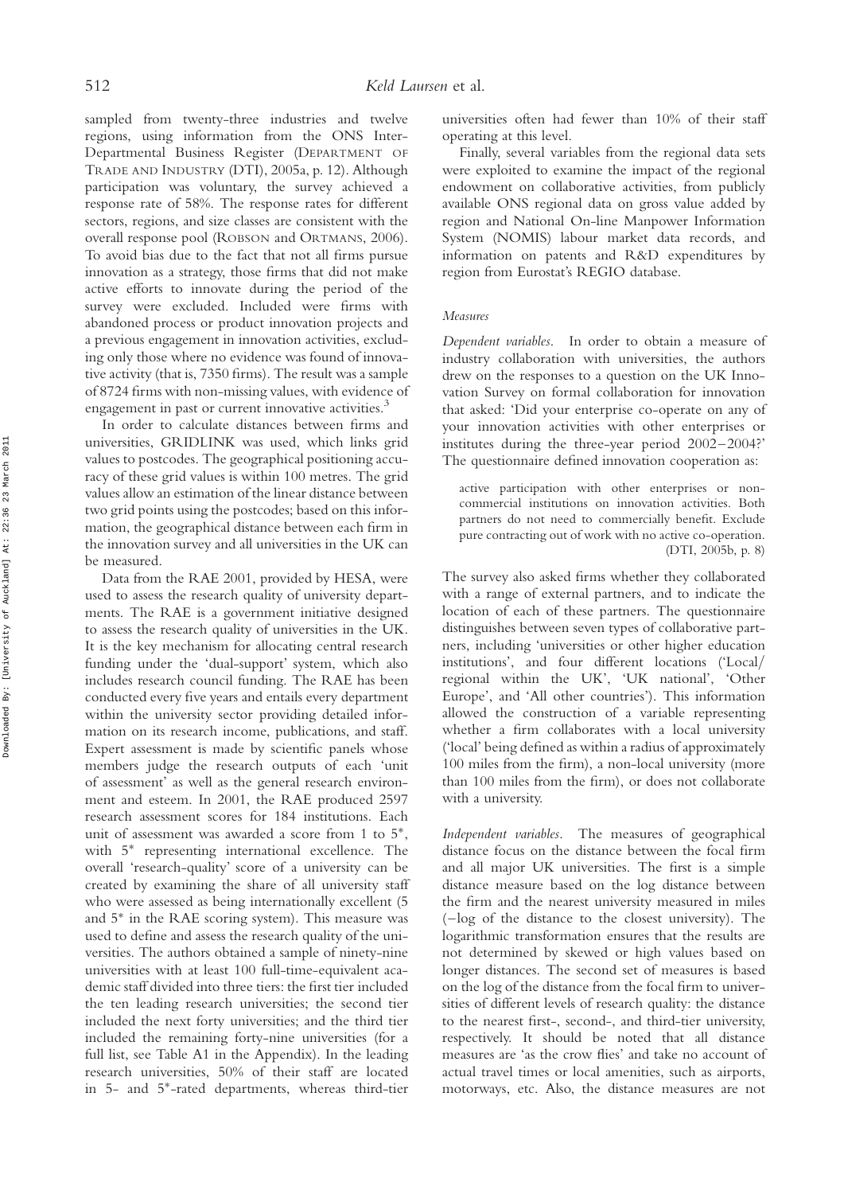sampled from twenty-three industries and twelve regions, using information from the ONS Inter-Departmental Business Register (Department of Trade and Industry (DTI), 2005a, p. 12). Although participation was voluntary, the survey achieved a response rate of 58%. The response rates for different sectors, regions, and size classes are consistent with the overall response pool (Robson and Ortmans, 2006). To avoid bias due to the fact that not all firms pursue innovation as a strategy, those firms that did not make active efforts to innovate during the period of the survey were excluded. Included were firms with abandoned process or product innovation projects and a previous engagement in innovation activities, excluding only those where no evidence was found of innovative activity (that is, 7350 firms). The result was a sample of 8724 firms with non-missing values, with evidence of engagement in past or current innovative activities.[3]

In order to calculate distances between firms and universities, GRIDLINK was used, which links grid values to postcodes. The geographical positioning accuracy of these grid values is within 100 metres. The grid values allow an estimation of the linear distance between two grid points using the postcodes; based on this information, the geographical distance between each firm in the innovation survey and all universities in the UK can be measured.

Data from the RAE 2001, provided by HESA, were used to assess the research quality of university departments. The RAE is a government initiative designed to assess the research quality of universities in the UK. It is the key mechanism for allocating central research funding under the 'dual-support' system, which also includes research council funding. The RAE has been conducted every five years and entails every department within the university sector providing detailed information on its research income, publications, and staff. Expert assessment is made by scientific panels whose members judge the research outputs of each 'unit of assessment' as well as the general research environment and esteem. In 2001, the RAE produced 2597 research assessment scores for 184 institutions. Each unit of assessment was awarded a score from 1 to 5*, with 5* representing international excellence. The overall 'research-quality' score of a university can be created by examining the share of all university staff who were assessed as being internationally excellent (5 and 5* in the RAE scoring system). This measure was used to define and assess the research quality of the universities. The authors obtained a sample of ninety-nine universities with at least 100 full-time-equivalent academic staff divided into three tiers: the first tier included the ten leading research universities; the second tier included the next forty universities; and the third tier included the remaining forty-nine universities (for a full list, see Table A1 in the Appendix). In the leading research universities, 50% of their staff are located in 5- and 5*-rated departments, whereas third-tier universities often had fewer than 10% of their staff operating at this level.

Finally, several variables from the regional data sets were exploited to examine the impact of the regional endowment on collaborative activities, from publicly available ONS regional data on gross value added by region and National On-line Manpower Information System (NOMIS) labour market data records, and information on patents and R&D expenditures by region from Eurostat's REGIO database.

### *Measures*

*Dependent variables*. In order to obtain a measure of industry collaboration with universities, the authors drew on the responses to a question on the UK Innovation Survey on formal collaboration for innovation that asked: 'Did your enterprise co-operate on any of your innovation activities with other enterprises or institutes during the three-year period 2002–2004?' The questionnaire defined innovation cooperation as:

> active participation with other enterprises or non-commercial institutions on innovation activities. Both partners do not need to commercially benefit. Exclude pure contracting out of work with no active co-operation. (DTI, 2005b, p. 8)

The survey also asked firms whether they collaborated with a range of external partners, and to indicate the location of each of these partners. The questionnaire distinguishes between seven types of collaborative partners, including 'universities or other higher education institutions', and four different locations ('Local/regional within the UK', 'UK national', 'Other Europe', and 'All other countries'). This information allowed the construction of a variable representing whether a firm collaborates with a local university ('local' being defined as within a radius of approximately 100 miles from the firm), a non-local university (more than 100 miles from the firm), or does not collaborate with a university.

*Independent variables*. The measures of geographical distance focus on the distance between the focal firm and all major UK universities. The first is a simple distance measure based on the log distance between the firm and the nearest university measured in miles (−log of the distance to the closest university). The logarithmic transformation ensures that the results are not determined by skewed or high values based on longer distances. The second set of measures is based on the log of the distance from the focal firm to universities of different levels of research quality: the distance to the nearest first-, second-, and third-tier university, respectively. It should be noted that all distance measures are 'as the crow flies' and take no account of actual travel times or local amenities, such as airports, motorways, etc. Also, the distance measures are not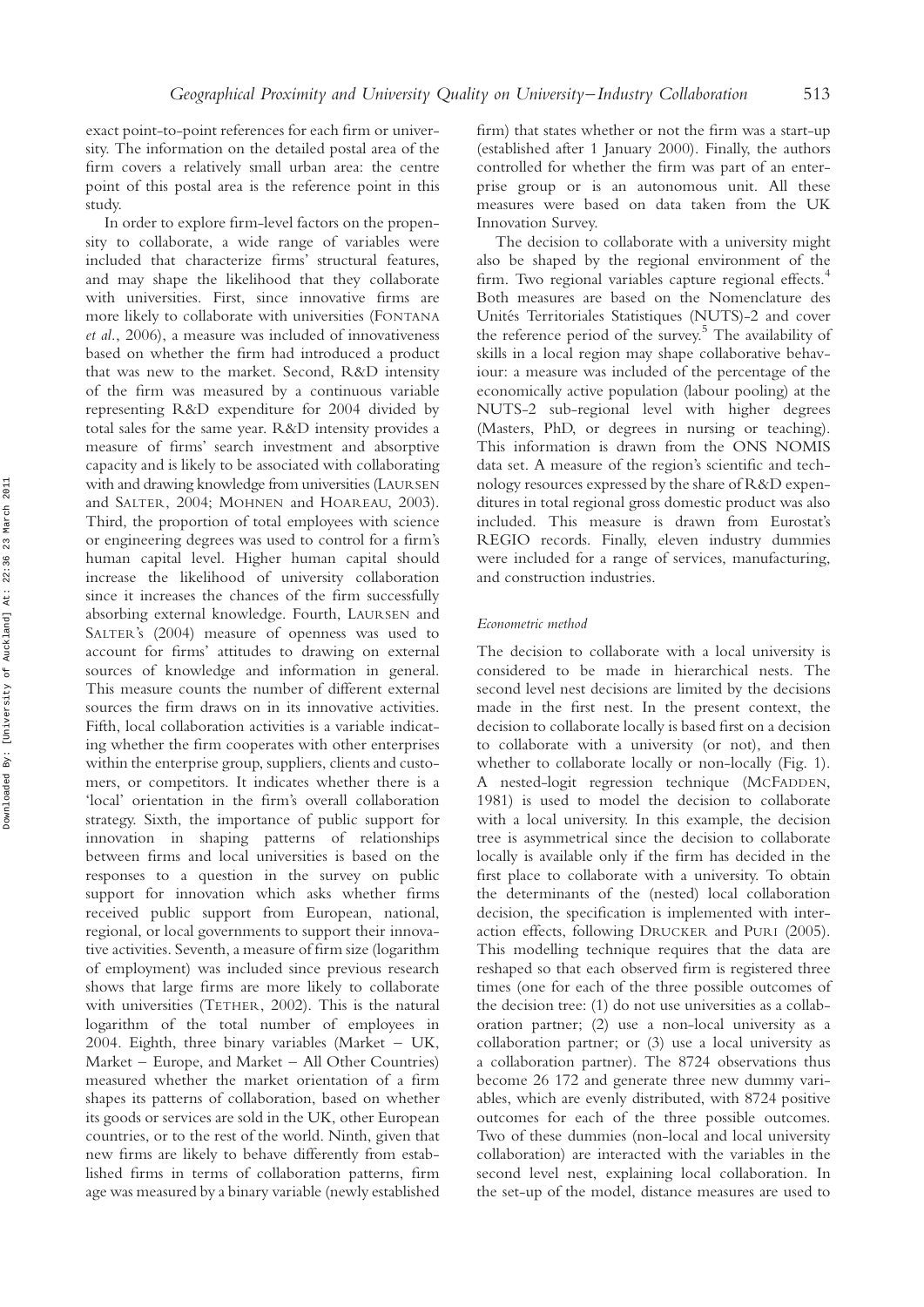exact point-to-point references for each firm or university. The information on the detailed postal area of the firm covers a relatively small urban area: the centre point of this postal area is the reference point in this study.

In order to explore firm-level factors on the propensity to collaborate, a wide range of variables were included that characterize firms' structural features, and may shape the likelihood that they collaborate with universities. First, since innovative firms are more likely to collaborate with universities (FONTANA *et al.*, 2006), a measure was included of innovativeness based on whether the firm had introduced a product that was new to the market. Second, R&D intensity of the firm was measured by a continuous variable representing R&D expenditure for 2004 divided by total sales for the same year. R&D intensity provides a measure of firms' search investment and absorptive capacity and is likely to be associated with collaborating with and drawing knowledge from universities (LAURSEN and SALTER, 2004; MOHNEN and HOAREAU, 2003). Third, the proportion of total employees with science or engineering degrees was used to control for a firm's human capital level. Higher human capital should increase the likelihood of university collaboration since it increases the chances of the firm successfully absorbing external knowledge. Fourth, LAURSEN and SALTER's (2004) measure of openness was used to account for firms' attitudes to drawing on external sources of knowledge and information in general. This measure counts the number of different external sources the firm draws on in its innovative activities. Fifth, local collaboration activities is a variable indicating whether the firm cooperates with other enterprises within the enterprise group, suppliers, clients and customers, or competitors. It indicates whether there is a 'local' orientation in the firm's overall collaboration strategy. Sixth, the importance of public support for innovation in shaping patterns of relationships between firms and local universities is based on the responses to a question in the survey on public support for innovation which asks whether firms received public support from European, national, regional, or local governments to support their innovative activities. Seventh, a measure of firm size (logarithm of employment) was included since previous research shows that large firms are more likely to collaborate with universities (TETHER, 2002). This is the natural logarithm of the total number of employees in 2004. Eighth, three binary variables (Market – UK, Market – Europe, and Market – All Other Countries) measured whether the market orientation of a firm shapes its patterns of collaboration, based on whether its goods or services are sold in the UK, other European countries, or to the rest of the world. Ninth, given that new firms are likely to behave differently from established firms in terms of collaboration patterns, firm age was measured by a binary variable (newly established firm) that states whether or not the firm was a start-up (established after 1 January 2000). Finally, the authors controlled for whether the firm was part of an enterprise group or is an autonomous unit. All these measures were based on data taken from the UK Innovation Survey.

The decision to collaborate with a university might also be shaped by the regional environment of the firm. Two regional variables capture regional effects.[4] Both measures are based on the Nomenclature des Unités Territoriales Statistiques (NUTS)-2 and cover the reference period of the survey.[5] The availability of skills in a local region may shape collaborative behaviour: a measure was included of the percentage of the economically active population (labour pooling) at the NUTS-2 sub-regional level with higher degrees (Masters, PhD, or degrees in nursing or teaching). This information is drawn from the ONS NOMIS data set. A measure of the region's scientific and technology resources expressed by the share of R&D expenditures in total regional gross domestic product was also included. This measure is drawn from Eurostat's REGIO records. Finally, eleven industry dummies were included for a range of services, manufacturing, and construction industries.

#### *Econometric method*

The decision to collaborate with a local university is considered to be made in hierarchical nests. The second level nest decisions are limited by the decisions made in the first nest. In the present context, the decision to collaborate locally is based first on a decision to collaborate with a university (or not), and then whether to collaborate locally or non-locally (Fig. 1). A nested-logit regression technique (MCFADDEN, 1981) is used to model the decision to collaborate with a local university. In this example, the decision tree is asymmetrical since the decision to collaborate locally is available only if the firm has decided in the first place to collaborate with a university. To obtain the determinants of the (nested) local collaboration decision, the specification is implemented with interaction effects, following DRUCKER and PURI (2005). This modelling technique requires that the data are reshaped so that each observed firm is registered three times (one for each of the three possible outcomes of the decision tree: (1) do not use universities as a collaboration partner; (2) use a non-local university as a collaboration partner; or (3) use a local university as a collaboration partner). The 8724 observations thus become 26 172 and generate three new dummy variables, which are evenly distributed, with 8724 positive outcomes for each of the three possible outcomes. Two of these dummies (non-local and local university collaboration) are interacted with the variables in the second level nest, explaining local collaboration. In the set-up of the model, distance measures are used to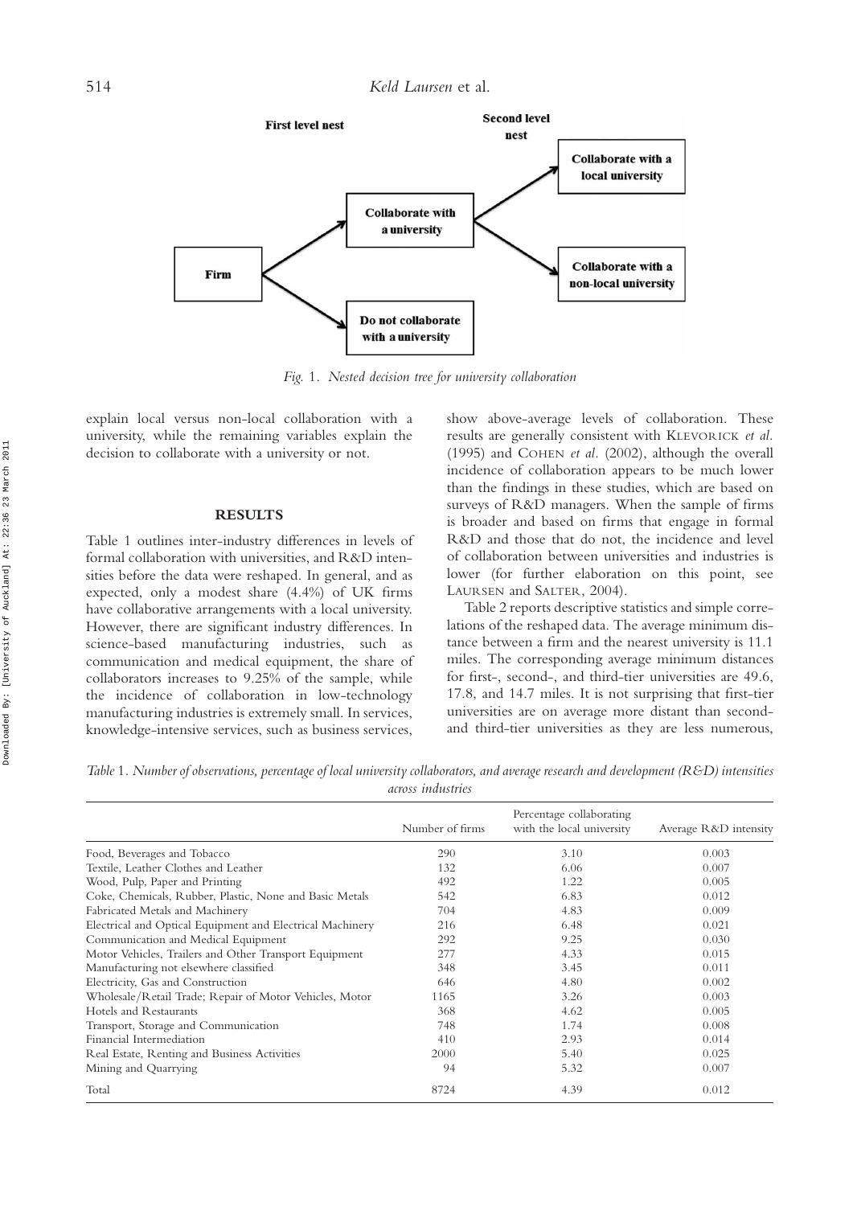**First level nest** — **Second level nest**

Firm → Collaborate with a university → Collaborate with a local university / Collaborate with a non-local university

Firm → Do not collaborate with a university

*Fig. 1. Nested decision tree for university collaboration*

explain local versus non-local collaboration with a university, while the remaining variables explain the decision to collaborate with a university or not.

## RESULTS

Table 1 outlines inter-industry differences in levels of formal collaboration with universities, and R&D intensities before the data were reshaped. In general, and as expected, only a modest share (4.4%) of UK firms have collaborative arrangements with a local university. However, there are significant industry differences. In science-based manufacturing industries, such as communication and medical equipment, the share of collaborators increases to 9.25% of the sample, while the incidence of collaboration in low-technology manufacturing industries is extremely small. In services, knowledge-intensive services, such as business services, show above-average levels of collaboration. These results are generally consistent with KLEVORICK *et al.* (1995) and COHEN *et al.* (2002), although the overall incidence of collaboration appears to be much lower than the findings in these studies, which are based on surveys of R&D managers. When the sample of firms is broader and based on firms that engage in formal R&D and those that do not, the incidence and level of collaboration between universities and industries is lower (for further elaboration on this point, see LAURSEN and SALTER, 2004).

Table 2 reports descriptive statistics and simple correlations of the reshaped data. The average minimum distance between a firm and the nearest university is 11.1 miles. The corresponding average minimum distances for first-, second-, and third-tier universities are 49.6, 17.8, and 14.7 miles. It is not surprising that first-tier universities are on average more distant than second- and third-tier universities as they are less numerous,

*Table 1. Number of observations, percentage of local university collaborators, and average research and development (R&D) intensities across industries*

| | Number of firms | Percentage collaborating with the local university | Average R&D intensity |
|---|---|---|---|
| Food, Beverages and Tobacco | 290 | 3.10 | 0.003 |
| Textile, Leather Clothes and Leather | 132 | 6.06 | 0.007 |
| Wood, Pulp, Paper and Printing | 492 | 1.22 | 0.005 |
| Coke, Chemicals, Rubber, Plastic, None and Basic Metals | 542 | 6.83 | 0.012 |
| Fabricated Metals and Machinery | 704 | 4.83 | 0.009 |
| Electrical and Optical Equipment and Electrical Machinery | 216 | 6.48 | 0.021 |
| Communication and Medical Equipment | 292 | 9.25 | 0.030 |
| Motor Vehicles, Trailers and Other Transport Equipment | 277 | 4.33 | 0.015 |
| Manufacturing not elsewhere classified | 348 | 3.45 | 0.011 |
| Electricity, Gas and Construction | 646 | 4.80 | 0.002 |
| Wholesale/Retail Trade; Repair of Motor Vehicles, Motor | 1165 | 3.26 | 0.003 |
| Hotels and Restaurants | 368 | 4.62 | 0.005 |
| Transport, Storage and Communication | 748 | 1.74 | 0.008 |
| Financial Intermediation | 410 | 2.93 | 0.014 |
| Real Estate, Renting and Business Activities | 2000 | 5.40 | 0.025 |
| Mining and Quarrying | 94 | 5.32 | 0.007 |
| Total | 8724 | 4.39 | 0.012 |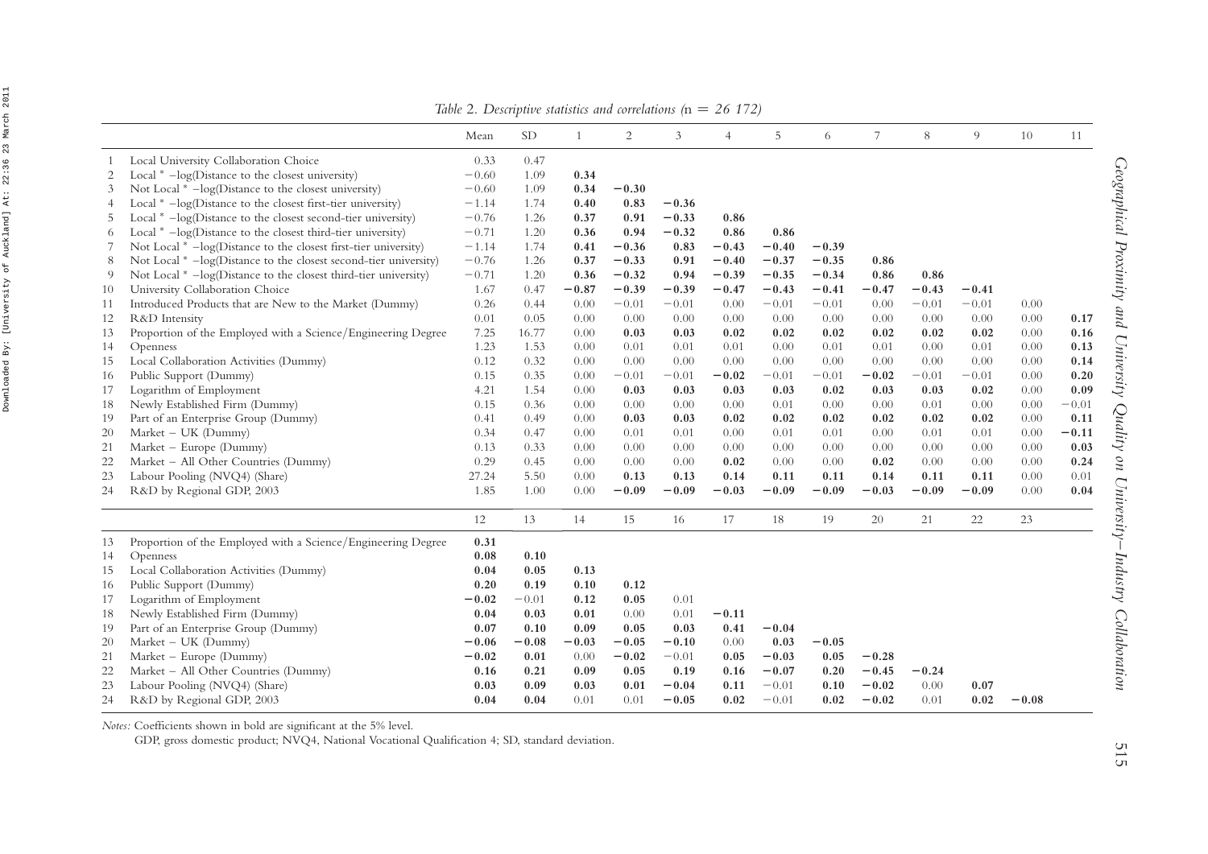*Table 2. Descriptive statistics and correlations (n = 26 172)*

| | | Mean | SD | 1 | 2 | 3 | 4 | 5 | 6 | 7 | 8 | 9 | 10 | 11 |
|---|---|---|---|---|---|---|---|---|---|---|---|---|---|---|
| 1 | Local University Collaboration Choice | 0.33 | 0.47 | | | | | | | | | | | |
| 2 | Local * −log(Distance to the closest university) | −0.60 | 1.09 | **0.34** | | | | | | | | | | |
| 3 | Not Local * −log(Distance to the closest university) | −0.60 | 1.09 | **0.34** | **−0.30** | | | | | | | | | |
| 4 | Local * −log(Distance to the closest first-tier university) | −1.14 | 1.74 | **0.40** | **0.83** | **−0.36** | | | | | | | | |
| 5 | Local * −log(Distance to the closest second-tier university) | −0.76 | 1.26 | **0.37** | **0.91** | **−0.33** | **0.86** | | | | | | | |
| 6 | Local * −log(Distance to the closest third-tier university) | −0.71 | 1.20 | **0.36** | **0.94** | **−0.32** | **0.86** | **0.86** | | | | | | |
| 7 | Not Local * −log(Distance to the closest first-tier university) | −1.14 | 1.74 | **0.41** | **−0.36** | **0.83** | **−0.43** | **−0.40** | **−0.39** | | | | | |
| 8 | Not Local * −log(Distance to the closest second-tier university) | −0.76 | 1.26 | **0.37** | **−0.33** | **0.91** | **−0.40** | **−0.37** | **−0.35** | **0.86** | | | | |
| 9 | Not Local * −log(Distance to the closest third-tier university) | −0.71 | 1.20 | **0.36** | **−0.32** | **0.94** | **−0.39** | **−0.35** | **−0.34** | **0.86** | **0.86** | | | |
| 10 | University Collaboration Choice | 1.67 | 0.47 | **−0.87** | **−0.39** | **−0.39** | **−0.47** | **−0.43** | **−0.41** | **−0.47** | **−0.43** | **−0.41** | | |
| 11 | Introduced Products that are New to the Market (Dummy) | 0.26 | 0.44 | 0.00 | −0.01 | −0.01 | 0.00 | −0.01 | −0.01 | 0.00 | −0.01 | −0.01 | 0.00 | |
| 12 | R&D Intensity | 0.01 | 0.05 | 0.00 | 0.00 | 0.00 | 0.00 | 0.00 | 0.00 | 0.00 | 0.00 | 0.00 | 0.00 | **0.17** |
| 13 | Proportion of the Employed with a Science/Engineering Degree | 7.25 | 16.77 | 0.00 | **0.03** | **0.03** | **0.02** | **0.02** | **0.02** | **0.02** | **0.02** | **0.02** | 0.00 | **0.16** |
| 14 | Openness | 1.23 | 1.53 | 0.00 | 0.01 | 0.01 | 0.01 | 0.00 | 0.01 | 0.01 | 0.00 | 0.01 | 0.00 | **0.13** |
| 15 | Local Collaboration Activities (Dummy) | 0.12 | 0.32 | 0.00 | 0.00 | 0.00 | 0.00 | 0.00 | 0.00 | 0.00 | 0.00 | 0.00 | 0.00 | **0.14** |
| 16 | Public Support (Dummy) | 0.15 | 0.35 | 0.00 | −0.01 | −0.01 | **−0.02** | −0.01 | −0.01 | **−0.02** | −0.01 | −0.01 | 0.00 | **0.20** |
| 17 | Logarithm of Employment | 4.21 | 1.54 | 0.00 | **0.03** | **0.03** | **0.03** | **0.03** | **0.02** | **0.03** | **0.03** | **0.02** | 0.00 | **0.09** |
| 18 | Newly Established Firm (Dummy) | 0.15 | 0.36 | 0.00 | 0.00 | 0.00 | 0.00 | 0.01 | 0.00 | 0.00 | 0.01 | 0.00 | 0.00 | −0.01 |
| 19 | Part of an Enterprise Group (Dummy) | 0.41 | 0.49 | 0.00 | **0.03** | **0.03** | **0.02** | **0.02** | **0.02** | **0.02** | **0.02** | **0.02** | 0.00 | **0.11** |
| 20 | Market – UK (Dummy) | 0.34 | 0.47 | 0.00 | 0.01 | 0.01 | 0.00 | 0.01 | 0.01 | 0.00 | 0.01 | 0.01 | 0.00 | **−0.11** |
| 21 | Market – Europe (Dummy) | 0.13 | 0.33 | 0.00 | 0.00 | 0.00 | 0.00 | 0.00 | 0.00 | 0.00 | 0.00 | 0.00 | 0.00 | **0.03** |
| 22 | Market – All Other Countries (Dummy) | 0.29 | 0.45 | 0.00 | 0.00 | 0.00 | **0.02** | 0.00 | 0.00 | **0.02** | 0.00 | 0.00 | 0.00 | **0.24** |
| 23 | Labour Pooling (NVQ4) (Share) | 27.24 | 5.50 | 0.00 | **0.13** | **0.13** | **0.14** | **0.11** | **0.11** | **0.14** | **0.11** | **0.11** | 0.00 | 0.01 |
| 24 | R&D by Regional GDP, 2003 | 1.85 | 1.00 | 0.00 | **−0.09** | **−0.09** | **−0.03** | **−0.09** | **−0.09** | **−0.03** | **−0.09** | **−0.09** | 0.00 | **0.04** |

| | | 12 | 13 | 14 | 15 | 16 | 17 | 18 | 19 | 20 | 21 | 22 | 23 |
|---|---|---|---|---|---|---|---|---|---|---|---|---|---|
| 13 | Proportion of the Employed with a Science/Engineering Degree | **0.31** | | | | | | | | | | | |
| 14 | Openness | **0.08** | **0.10** | | | | | | | | | | |
| 15 | Local Collaboration Activities (Dummy) | **0.04** | **0.05** | **0.13** | | | | | | | | | |
| 16 | Public Support (Dummy) | **0.20** | **0.19** | **0.10** | **0.12** | | | | | | | | |
| 17 | Logarithm of Employment | **−0.02** | −0.01 | **0.12** | **0.05** | 0.01 | | | | | | | |
| 18 | Newly Established Firm (Dummy) | **0.04** | **0.03** | **0.01** | 0.00 | 0.01 | **−0.11** | | | | | | |
| 19 | Part of an Enterprise Group (Dummy) | **0.07** | **0.10** | **0.09** | **0.05** | **0.03** | **0.41** | **−0.04** | | | | | |
| 20 | Market – UK (Dummy) | **−0.06** | **−0.08** | **−0.03** | **−0.05** | **−0.10** | 0.00 | **0.03** | **−0.05** | | | | |
| 21 | Market – Europe (Dummy) | **−0.02** | **0.01** | 0.00 | **−0.02** | −0.01 | **0.05** | **−0.03** | **0.05** | **−0.28** | | | |
| 22 | Market – All Other Countries (Dummy) | **0.16** | **0.21** | **0.09** | **0.05** | **0.19** | **0.16** | **−0.07** | **0.20** | **−0.45** | **−0.24** | | |
| 23 | Labour Pooling (NVQ4) (Share) | **0.03** | **0.09** | **0.03** | **0.01** | **−0.04** | **0.11** | −0.01 | **0.10** | **−0.02** | 0.00 | **0.07** | |
| 24 | R&D by Regional GDP, 2003 | **0.04** | **0.04** | 0.01 | 0.01 | **−0.05** | **0.02** | −0.01 | **0.02** | **−0.02** | 0.01 | **0.02** | **−0.08** |

*Notes:* Coefficients shown in bold are significant at the 5% level.

GDP, gross domestic product; NVQ4, National Vocational Qualification 4; SD, standard deviation.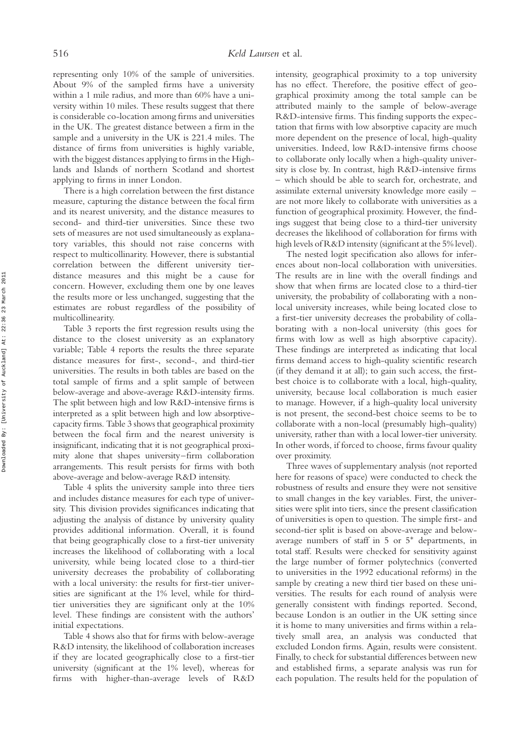representing only 10% of the sample of universities. About 9% of the sampled firms have a university within a 1 mile radius, and more than 60% have a university within 10 miles. These results suggest that there is considerable co-location among firms and universities in the UK. The greatest distance between a firm in the sample and a university in the UK is 221.4 miles. The distance of firms from universities is highly variable, with the biggest distances applying to firms in the Highlands and Islands of northern Scotland and shortest applying to firms in inner London.

There is a high correlation between the first distance measure, capturing the distance between the focal firm and its nearest university, and the distance measures to second- and third-tier universities. Since these two sets of measures are not used simultaneously as explanatory variables, this should not raise concerns with respect to multicollinearity. However, there is substantial correlation between the different university tier-distance measures and this might be a cause for concern. However, excluding them one by one leaves the results more or less unchanged, suggesting that the estimates are robust regardless of the possibility of multicollinearity.

Table 3 reports the first regression results using the distance to the closest university as an explanatory variable; Table 4 reports the results the three separate distance measures for first-, second-, and third-tier universities. The results in both tables are based on the total sample of firms and a split sample of between below-average and above-average R&D-intensity firms. The split between high and low R&D-intensive firms is interpreted as a split between high and low absorptive-capacity firms. Table 3 shows that geographical proximity between the focal firm and the nearest university is insignificant, indicating that it is not geographical proximity alone that shapes university–firm collaboration arrangements. This result persists for firms with both above-average and below-average R&D intensity.

Table 4 splits the university sample into three tiers and includes distance measures for each type of university. This division provides significances indicating that adjusting the analysis of distance by university quality provides additional information. Overall, it is found that being geographically close to a first-tier university increases the likelihood of collaborating with a local university, while being located close to a third-tier university decreases the probability of collaborating with a local university: the results for first-tier universities are significant at the 1% level, while for third-tier universities they are significant only at the 10% level. These findings are consistent with the authors' initial expectations.

Table 4 shows also that for firms with below-average R&D intensity, the likelihood of collaboration increases if they are located geographically close to a first-tier university (significant at the 1% level), whereas for firms with higher-than-average levels of R&D intensity, geographical proximity to a top university has no effect. Therefore, the positive effect of geographical proximity among the total sample can be attributed mainly to the sample of below-average R&D-intensive firms. This finding supports the expectation that firms with low absorptive capacity are much more dependent on the presence of local, high-quality universities. Indeed, low R&D-intensive firms choose to collaborate only locally when a high-quality university is close by. In contrast, high R&D-intensive firms – which should be able to search for, orchestrate, and assimilate external university knowledge more easily – are not more likely to collaborate with universities as a function of geographical proximity. However, the findings suggest that being close to a third-tier university decreases the likelihood of collaboration for firms with high levels of R&D intensity (significant at the 5% level).

The nested logit specification also allows for inferences about non-local collaboration with universities. The results are in line with the overall findings and show that when firms are located close to a third-tier university, the probability of collaborating with a non-local university increases, while being located close to a first-tier university decreases the probability of collaborating with a non-local university (this goes for firms with low as well as high absorptive capacity). These findings are interpreted as indicating that local firms demand access to high-quality scientific research (if they demand it at all); to gain such access, the first-best choice is to collaborate with a local, high-quality, university, because local collaboration is much easier to manage. However, if a high-quality local university is not present, the second-best choice seems to be to collaborate with a non-local (presumably high-quality) university, rather than with a local lower-tier university. In other words, if forced to choose, firms favour quality over proximity.

Three waves of supplementary analysis (not reported here for reasons of space) were conducted to check the robustness of results and ensure they were not sensitive to small changes in the key variables. First, the universities were split into tiers, since the present classification of universities is open to question. The simple first- and second-tier split is based on above-average and below-average numbers of staff in 5 or 5* departments, in total staff. Results were checked for sensitivity against the large number of former polytechnics (converted to universities in the 1992 educational reforms) in the sample by creating a new third tier based on these universities. The results for each round of analysis were generally consistent with findings reported. Second, because London is an outlier in the UK setting since it is home to many universities and firms within a relatively small area, an analysis was conducted that excluded London firms. Again, results were consistent. Finally, to check for substantial differences between new and established firms, a separate analysis was run for each population. The results held for the population of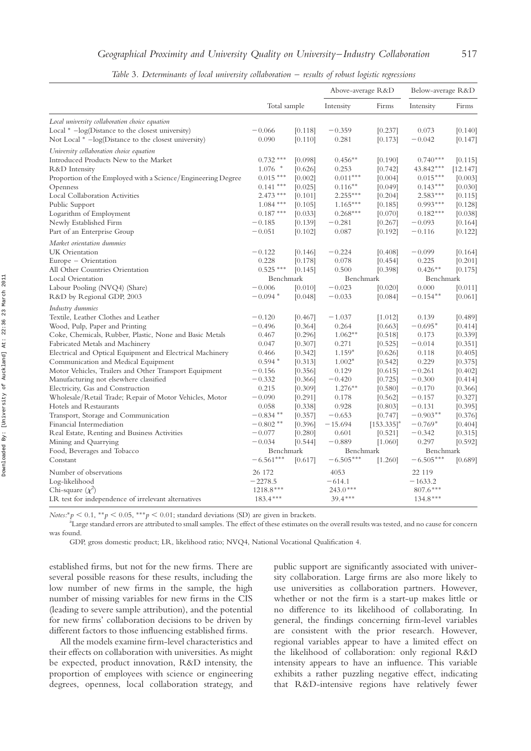*Table 3. Determinants of local university collaboration – results of robust logistic regressions*

| | Total sample | | Above-average R&D Intensity | Firms | Below-average R&D Intensity | Firms |
|---|---|---|---|---|---|---|
| *Local university collaboration choice equation* | | | | | | |
| Local * −log(Distance to the closest university) | −0.066 | [0.118] | −0.359 | [0.237] | 0.073 | [0.140] |
| Not Local * −log(Distance to the closest university) | 0.090 | [0.110] | 0.281 | [0.173] | −0.042 | [0.147] |
| *University collaboration choice equation* | | | | | | |
| Introduced Products New to the Market | 0.732 *** | [0.098] | 0.456** | [0.190] | 0.740*** | [0.115] |
| R&D Intensity | 1.076 * | [0.626] | 0.253 | [0.742] | 43.842*** | [12.147] |
| Proportion of the Employed with a Science/Engineering Degree | 0.015 *** | [0.002] | 0.011*** | [0.004] | 0.015*** | [0.003] |
| Openness | 0.141 *** | [0.025] | 0.116** | [0.049] | 0.143*** | [0.030] |
| Local Collaboration Activities | 2.473 *** | [0.101] | 2.255*** | [0.204] | 2.583*** | [0.115] |
| Public Support | 1.084 *** | [0.105] | 1.165*** | [0.185] | 0.993*** | [0.128] |
| Logarithm of Employment | 0.187 *** | [0.033] | 0.268*** | [0.070] | 0.182*** | [0.038] |
| Newly Established Firm | −0.185 | [0.139] | −0.281 | [0.267] | −0.093 | [0.164] |
| Part of an Enterprise Group | −0.051 | [0.102] | 0.087 | [0.192] | −0.116 | [0.122] |
| *Market orientation dummies* | | | | | | |
| UK Orientation | −0.122 | [0.146] | −0.224 | [0.408] | −0.099 | [0.164] |
| Europe – Orientation | 0.228 | [0.178] | 0.078 | [0.454] | 0.225 | [0.201] |
| All Other Countries Orientation | 0.525 *** | [0.145] | 0.500 | [0.398] | 0.426** | [0.175] |
| Local Orientation | Benchmark | | Benchmark | | Benchmark | |
| Labour Pooling (NVQ4) (Share) | −0.006 | [0.010] | −0.023 | [0.020] | 0.000 | [0.011] |
| R&D by Regional GDP, 2003 | −0.094 * | [0.048] | −0.033 | [0.084] | −0.154** | [0.061] |
| *Industry dummies* | | | | | | |
| Textile, Leather Clothes and Leather | −0.120 | [0.467] | −1.037 | [1.012] | 0.139 | [0.489] |
| Wood, Pulp, Paper and Printing | −0.496 | [0.364] | 0.264 | [0.663] | −0.695* | [0.414] |
| Coke, Chemicals, Rubber, Plastic, None and Basic Metals | 0.467 | [0.296] | 1.062** | [0.518] | 0.173 | [0.339] |
| Fabricated Metals and Machinery | 0.047 | [0.307] | 0.271 | [0.525] | −0.014 | [0.351] |
| Electrical and Optical Equipment and Electrical Machinery | 0.466 | [0.342] | 1.159* | [0.626] | 0.118 | [0.405] |
| Communication and Medical Equipment | 0.594 * | [0.313] | 1.002* | [0.542] | 0.229 | [0.375] |
| Motor Vehicles, Trailers and Other Transport Equipment | −0.156 | [0.356] | 0.129 | [0.615] | −0.261 | [0.402] |
| Manufacturing not elsewhere classified | −0.332 | [0.366] | −0.420 | [0.725] | −0.300 | [0.414] |
| Electricity, Gas and Construction | 0.215 | [0.309] | 1.276** | [0.580] | −0.170 | [0.366] |
| Wholesale/Retail Trade; Repair of Motor Vehicles, Motor | −0.090 | [0.291] | 0.178 | [0.562] | −0.157 | [0.327] |
| Hotels and Restaurants | 0.058 | [0.338] | 0.928 | [0.803] | −0.131 | [0.395] |
| Transport, Storage and Communication | −0.834 ** | [0.357] | −0.653 | [0.747] | −0.903** | [0.376] |
| Financial Intermediation | −0.802 ** | [0.396] | −15.694 | [153.335][a] | −0.769* | [0.404] |
| Real Estate, Renting and Business Activities | −0.077 | [0.280] | 0.601 | [0.521] | −0.342 | [0.315] |
| Mining and Quarrying | −0.034 | [0.544] | −0.889 | [1.060] | 0.297 | [0.592] |
| Food, Beverages and Tobacco | Benchmark | | Benchmark | | Benchmark | |
| Constant | −6.561*** | [0.617] | −6.505*** | [1.260] | −6.505*** | [0.689] |
| Number of observations | 26 172 | | 4053 | | 22 119 | |
| Log-likelihood | −2278.5 | | −614.1 | | −1633.2 | |
| Chi-square ($\chi^2$) | 1218.8*** | | 243.0*** | | 807.6*** | |
| LR test for independence of irrelevant alternatives | 183.4*** | | 39.4*** | | 134.8*** | |

*Notes:* $^{*}p < 0.1$, $^{**}p < 0.05$, $^{***}p < 0.01$; standard deviations (SD) are given in brackets.

[a]Large standard errors are attributed to small samples. The effect of these estimates on the overall results was tested, and no cause for concern was found.

GDP, gross domestic product; LR, likelihood ratio; NVQ4, National Vocational Qualification 4.

established firms, but not for the new firms. There are several possible reasons for these results, including the low number of new firms in the sample, the high number of missing variables for new firms in the CIS (leading to severe sample attribution), and the potential for new firms' collaboration decisions to be driven by different factors to those influencing established firms.

All the models examine firm-level characteristics and their effects on collaboration with universities. As might be expected, product innovation, R&D intensity, the proportion of employees with science or engineering degrees, openness, local collaboration strategy, and public support are significantly associated with university collaboration. Large firms are also more likely to use universities as collaboration partners. However, whether or not the firm is a start-up makes little or no difference to its likelihood of collaborating. In general, the findings concerning firm-level variables are consistent with the prior research. However, regional variables appear to have a limited effect on the likelihood of collaboration: only regional R&D intensity appears to have an influence. This variable exhibits a rather puzzling negative effect, indicating that R&D-intensive regions have relatively fewer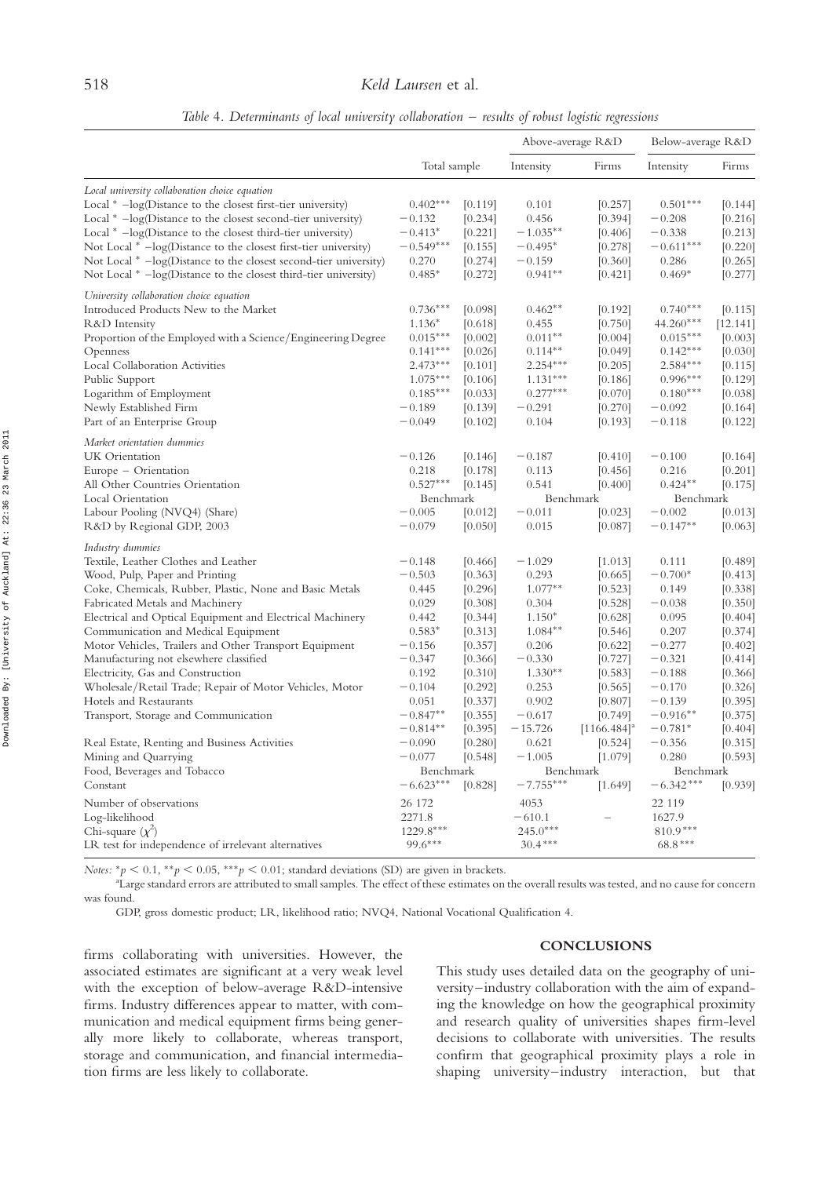*Table 4. Determinants of local university collaboration – results of robust logistic regressions*

| | Total sample | | Above-average R&D | | Below-average R&D | |
|---|---|---|---|---|---|---|
| | | | Intensity | Firms | Intensity | Firms |
| *Local university collaboration choice equation* | | | | | | |
| Local * −log(Distance to the closest first-tier university) | 0.402*** | [0.119] | 0.101 | [0.257] | 0.501*** | [0.144] |
| Local * −log(Distance to the closest second-tier university) | −0.132 | [0.234] | 0.456 | [0.394] | −0.208 | [0.216] |
| Local * −log(Distance to the closest third-tier university) | −0.413* | [0.221] | −1.035** | [0.406] | −0.338 | [0.213] |
| Not Local * −log(Distance to the closest first-tier university) | −0.549*** | [0.155] | −0.495* | [0.278] | −0.611*** | [0.220] |
| Not Local * −log(Distance to the closest second-tier university) | 0.270 | [0.274] | −0.159 | [0.360] | 0.286 | [0.265] |
| Not Local * −log(Distance to the closest third-tier university) | 0.485* | [0.272] | 0.941** | [0.421] | 0.469* | [0.277] |
| *University collaboration choice equation* | | | | | | |
| Introduced Products New to the Market | 0.736*** | [0.098] | 0.462** | [0.192] | 0.740*** | [0.115] |
| R&D Intensity | 1.136* | [0.618] | 0.455 | [0.750] | 44.260*** | [12.141] |
| Proportion of the Employed with a Science/Engineering Degree | 0.015*** | [0.002] | 0.011** | [0.004] | 0.015*** | [0.003] |
| Openness | 0.141*** | [0.026] | 0.114** | [0.049] | 0.142*** | [0.030] |
| Local Collaboration Activities | 2.473*** | [0.101] | 2.254*** | [0.205] | 2.584*** | [0.115] |
| Public Support | 1.075*** | [0.106] | 1.131*** | [0.186] | 0.996*** | [0.129] |
| Logarithm of Employment | 0.185*** | [0.033] | 0.277*** | [0.070] | 0.180*** | [0.038] |
| Newly Established Firm | −0.189 | [0.139] | −0.291 | [0.270] | −0.092 | [0.164] |
| Part of an Enterprise Group | −0.049 | [0.102] | 0.104 | [0.193] | −0.118 | [0.122] |
| *Market orientation dummies* | | | | | | |
| UK Orientation | −0.126 | [0.146] | −0.187 | [0.410] | −0.100 | [0.164] |
| Europe – Orientation | 0.218 | [0.178] | 0.113 | [0.456] | 0.216 | [0.201] |
| All Other Countries Orientation | 0.527*** | [0.145] | 0.541 | [0.400] | 0.424** | [0.175] |
| Local Orientation | Benchmark | | Benchmark | | Benchmark | |
| Labour Pooling (NVQ4) (Share) | −0.005 | [0.012] | −0.011 | [0.023] | −0.002 | [0.013] |
| R&D by Regional GDP, 2003 | −0.079 | [0.050] | 0.015 | [0.087] | −0.147** | [0.063] |
| *Industry dummies* | | | | | | |
| Textile, Leather Clothes and Leather | −0.148 | [0.466] | −1.029 | [1.013] | 0.111 | [0.489] |
| Wood, Pulp, Paper and Printing | −0.503 | [0.363] | 0.293 | [0.665] | −0.700* | [0.413] |
| Coke, Chemicals, Rubber, Plastic, None and Basic Metals | 0.445 | [0.296] | 1.077** | [0.523] | 0.149 | [0.338] |
| Fabricated Metals and Machinery | 0.029 | [0.308] | 0.304 | [0.528] | −0.038 | [0.350] |
| Electrical and Optical Equipment and Electrical Machinery | 0.442 | [0.344] | 1.150* | [0.628] | 0.095 | [0.404] |
| Communication and Medical Equipment | 0.583* | [0.313] | 1.084** | [0.546] | 0.207 | [0.374] |
| Motor Vehicles, Trailers and Other Transport Equipment | −0.156 | [0.357] | 0.206 | [0.622] | −0.277 | [0.402] |
| Manufacturing not elsewhere classified | −0.347 | [0.366] | −0.330 | [0.727] | −0.321 | [0.414] |
| Electricity, Gas and Construction | 0.192 | [0.310] | 1.330** | [0.583] | −0.188 | [0.366] |
| Wholesale/Retail Trade; Repair of Motor Vehicles, Motor | −0.104 | [0.292] | 0.253 | [0.565] | −0.170 | [0.326] |
| Hotels and Restaurants | 0.051 | [0.337] | 0.902 | [0.807] | −0.139 | [0.395] |
| Transport, Storage and Communication | −0.847** | [0.355] | −0.617 | [0.749] | −0.916** | [0.375] |
| | −0.814** | [0.395] | −15.726 | [1166.484][a] | −0.781* | [0.404] |
| Real Estate, Renting and Business Activities | −0.090 | [0.280] | 0.621 | [0.524] | −0.356 | [0.315] |
| Mining and Quarrying | −0.077 | [0.548] | −1.005 | [1.079] | 0.280 | [0.593] |
| Food, Beverages and Tobacco | Benchmark | | Benchmark | | Benchmark | |
| Constant | −6.623*** | [0.828] | −7.755*** | [1.649] | −6.342*** | [0.939] |
| Number of observations | 26 172 | | 4053 | | 22 119 | |
| Log-likelihood | 2271.8 | | −610.1 | – | 1627.9 | |
| Chi-square ($\chi^2$) | 1229.8*** | | 245.0*** | | 810.9*** | |
| LR test for independence of irrelevant alternatives | 99.6*** | | 30.4*** | | 68.8*** | |

*Notes:* \*$p < 0.1$, \*\*$p < 0.05$, \*\*\*$p < 0.01$; standard deviations (SD) are given in brackets.

[a]Large standard errors are attributed to small samples. The effect of these estimates on the overall results was tested, and no cause for concern was found.

GDP, gross domestic product; LR, likelihood ratio; NVQ4, National Vocational Qualification 4.

firms collaborating with universities. However, the associated estimates are significant at a very weak level with the exception of below-average R&D-intensive firms. Industry differences appear to matter, with communication and medical equipment firms being generally more likely to collaborate, whereas transport, storage and communication, and financial intermediation firms are less likely to collaborate.

## CONCLUSIONS

This study uses detailed data on the geography of university–industry collaboration with the aim of expanding the knowledge on how the geographical proximity and research quality of universities shapes firm-level decisions to collaborate with universities. The results confirm that geographical proximity plays a role in shaping university–industry interaction, but that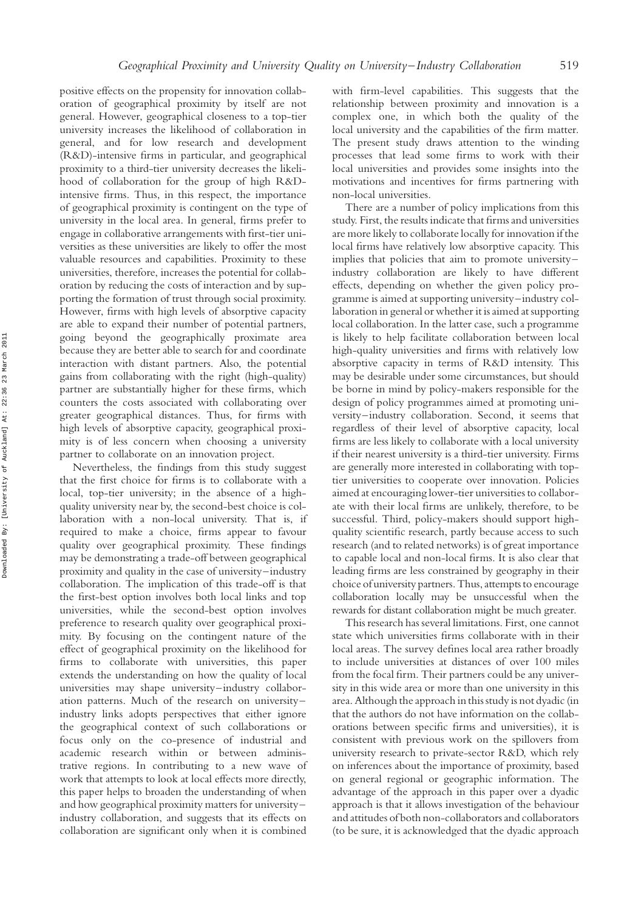positive effects on the propensity for innovation collaboration of geographical proximity by itself are not general. However, geographical closeness to a top-tier university increases the likelihood of collaboration in general, and for low research and development (R&D)-intensive firms in particular, and geographical proximity to a third-tier university decreases the likelihood of collaboration for the group of high R&D-intensive firms. Thus, in this respect, the importance of geographical proximity is contingent on the type of university in the local area. In general, firms prefer to engage in collaborative arrangements with first-tier universities as these universities are likely to offer the most valuable resources and capabilities. Proximity to these universities, therefore, increases the potential for collaboration by reducing the costs of interaction and by supporting the formation of trust through social proximity. However, firms with high levels of absorptive capacity are able to expand their number of potential partners, going beyond the geographically proximate area because they are better able to search for and coordinate interaction with distant partners. Also, the potential gains from collaborating with the right (high-quality) partner are substantially higher for these firms, which counters the costs associated with collaborating over greater geographical distances. Thus, for firms with high levels of absorptive capacity, geographical proximity is of less concern when choosing a university partner to collaborate on an innovation project.

Nevertheless, the findings from this study suggest that the first choice for firms is to collaborate with a local, top-tier university; in the absence of a high-quality university near by, the second-best choice is collaboration with a non-local university. That is, if required to make a choice, firms appear to favour quality over geographical proximity. These findings may be demonstrating a trade-off between geographical proximity and quality in the case of university–industry collaboration. The implication of this trade-off is that the first-best option involves both local links and top universities, while the second-best option involves preference to research quality over geographical proximity. By focusing on the contingent nature of the effect of geographical proximity on the likelihood for firms to collaborate with universities, this paper extends the understanding on how the quality of local universities may shape university–industry collaboration patterns. Much of the research on university–industry links adopts perspectives that either ignore the geographical context of such collaborations or focus only on the co-presence of industrial and academic research within or between administrative regions. In contributing to a new wave of work that attempts to look at local effects more directly, this paper helps to broaden the understanding of when and how geographical proximity matters for university–industry collaboration, and suggests that its effects on collaboration are significant only when it is combined with firm-level capabilities. This suggests that the relationship between proximity and innovation is a complex one, in which both the quality of the local university and the capabilities of the firm matter. The present study draws attention to the winding processes that lead some firms to work with their local universities and provides some insights into the motivations and incentives for firms partnering with non-local universities.

There are a number of policy implications from this study. First, the results indicate that firms and universities are more likely to collaborate locally for innovation if the local firms have relatively low absorptive capacity. This implies that policies that aim to promote university–industry collaboration are likely to have different effects, depending on whether the given policy programme is aimed at supporting university–industry collaboration in general or whether it is aimed at supporting local collaboration. In the latter case, such a programme is likely to help facilitate collaboration between local high-quality universities and firms with relatively low absorptive capacity in terms of R&D intensity. This may be desirable under some circumstances, but should be borne in mind by policy-makers responsible for the design of policy programmes aimed at promoting university–industry collaboration. Second, it seems that regardless of their level of absorptive capacity, local firms are less likely to collaborate with a local university if their nearest university is a third-tier university. Firms are generally more interested in collaborating with top-tier universities to cooperate over innovation. Policies aimed at encouraging lower-tier universities to collaborate with their local firms are unlikely, therefore, to be successful. Third, policy-makers should support high-quality scientific research, partly because access to such research (and to related networks) is of great importance to capable local and non-local firms. It is also clear that leading firms are less constrained by geography in their choice of university partners. Thus, attempts to encourage collaboration locally may be unsuccessful when the rewards for distant collaboration might be much greater.

This research has several limitations. First, one cannot state which universities firms collaborate with in their local areas. The survey defines local area rather broadly to include universities at distances of over 100 miles from the focal firm. Their partners could be any university in this wide area or more than one university in this area. Although the approach in this study is not dyadic (in that the authors do not have information on the collaborations between specific firms and universities), it is consistent with previous work on the spillovers from university research to private-sector R&D, which rely on inferences about the importance of proximity, based on general regional or geographic information. The advantage of the approach in this paper over a dyadic approach is that it allows investigation of the behaviour and attitudes of both non-collaborators and collaborators (to be sure, it is acknowledged that the dyadic approach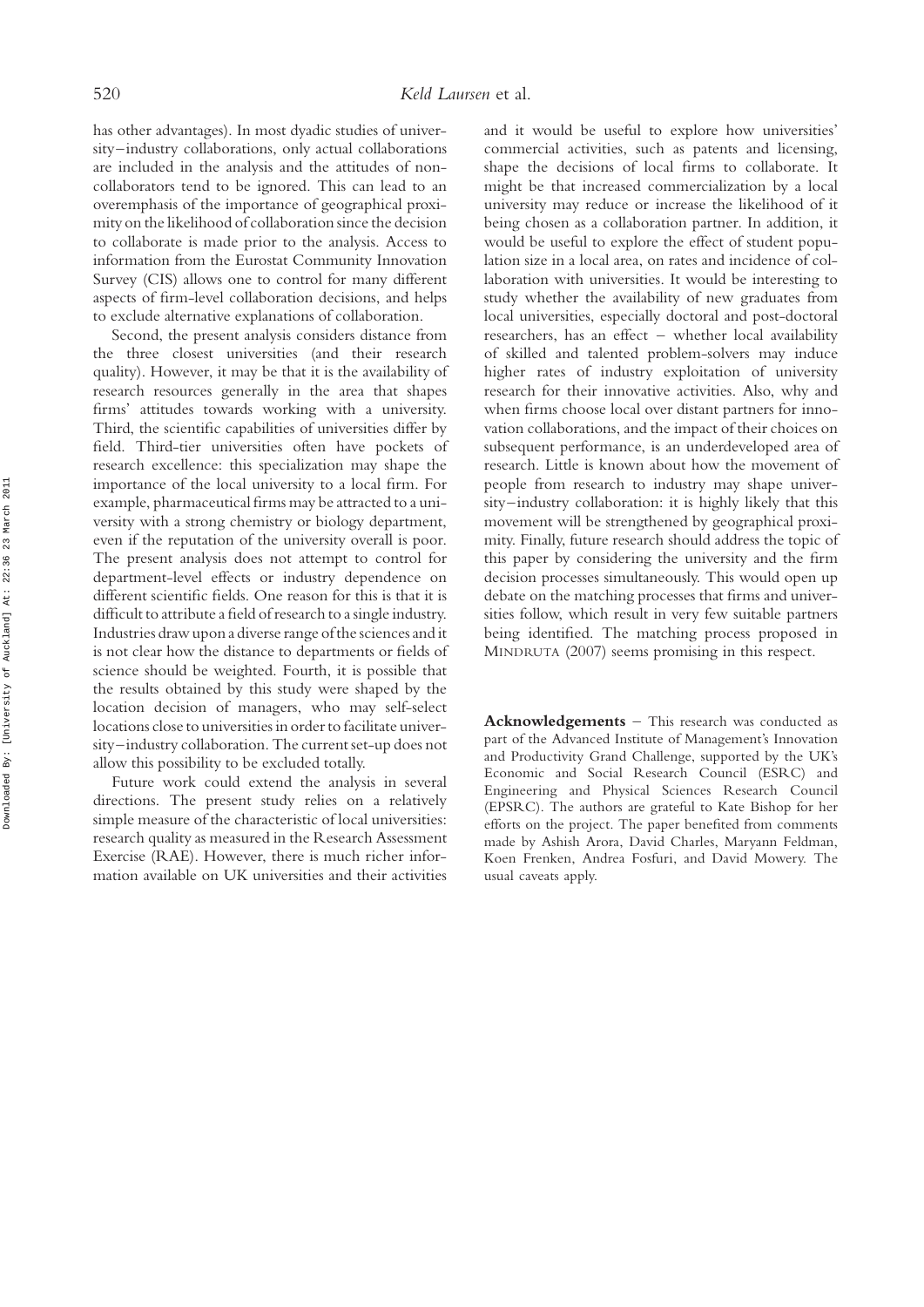has other advantages). In most dyadic studies of university–industry collaborations, only actual collaborations are included in the analysis and the attitudes of non-collaborators tend to be ignored. This can lead to an overemphasis of the importance of geographical proximity on the likelihood of collaboration since the decision to collaborate is made prior to the analysis. Access to information from the Eurostat Community Innovation Survey (CIS) allows one to control for many different aspects of firm-level collaboration decisions, and helps to exclude alternative explanations of collaboration.

Second, the present analysis considers distance from the three closest universities (and their research quality). However, it may be that it is the availability of research resources generally in the area that shapes firms' attitudes towards working with a university. Third, the scientific capabilities of universities differ by field. Third-tier universities often have pockets of research excellence: this specialization may shape the importance of the local university to a local firm. For example, pharmaceutical firms may be attracted to a university with a strong chemistry or biology department, even if the reputation of the university overall is poor. The present analysis does not attempt to control for department-level effects or industry dependence on different scientific fields. One reason for this is that it is difficult to attribute a field of research to a single industry. Industries draw upon a diverse range of the sciences and it is not clear how the distance to departments or fields of science should be weighted. Fourth, it is possible that the results obtained by this study were shaped by the location decision of managers, who may self-select locations close to universities in order to facilitate university–industry collaboration. The current set-up does not allow this possibility to be excluded totally.

Future work could extend the analysis in several directions. The present study relies on a relatively simple measure of the characteristic of local universities: research quality as measured in the Research Assessment Exercise (RAE). However, there is much richer information available on UK universities and their activities and it would be useful to explore how universities' commercial activities, such as patents and licensing, shape the decisions of local firms to collaborate. It might be that increased commercialization by a local university may reduce or increase the likelihood of it being chosen as a collaboration partner. In addition, it would be useful to explore the effect of student population size in a local area, on rates and incidence of collaboration with universities. It would be interesting to study whether the availability of new graduates from local universities, especially doctoral and post-doctoral researchers, has an effect – whether local availability of skilled and talented problem-solvers may induce higher rates of industry exploitation of university research for their innovative activities. Also, why and when firms choose local over distant partners for innovation collaborations, and the impact of their choices on subsequent performance, is an underdeveloped area of research. Little is known about how the movement of people from research to industry may shape university–industry collaboration: it is highly likely that this movement will be strengthened by geographical proximity. Finally, future research should address the topic of this paper by considering the university and the firm decision processes simultaneously. This would open up debate on the matching processes that firms and universities follow, which result in very few suitable partners being identified. The matching process proposed in MINDRUTA (2007) seems promising in this respect.

**Acknowledgements** – This research was conducted as part of the Advanced Institute of Management's Innovation and Productivity Grand Challenge, supported by the UK's Economic and Social Research Council (ESRC) and Engineering and Physical Sciences Research Council (EPSRC). The authors are grateful to Kate Bishop for her efforts on the project. The paper benefited from comments made by Ashish Arora, David Charles, Maryann Feldman, Koen Frenken, Andrea Fosfuri, and David Mowery. The usual caveats apply.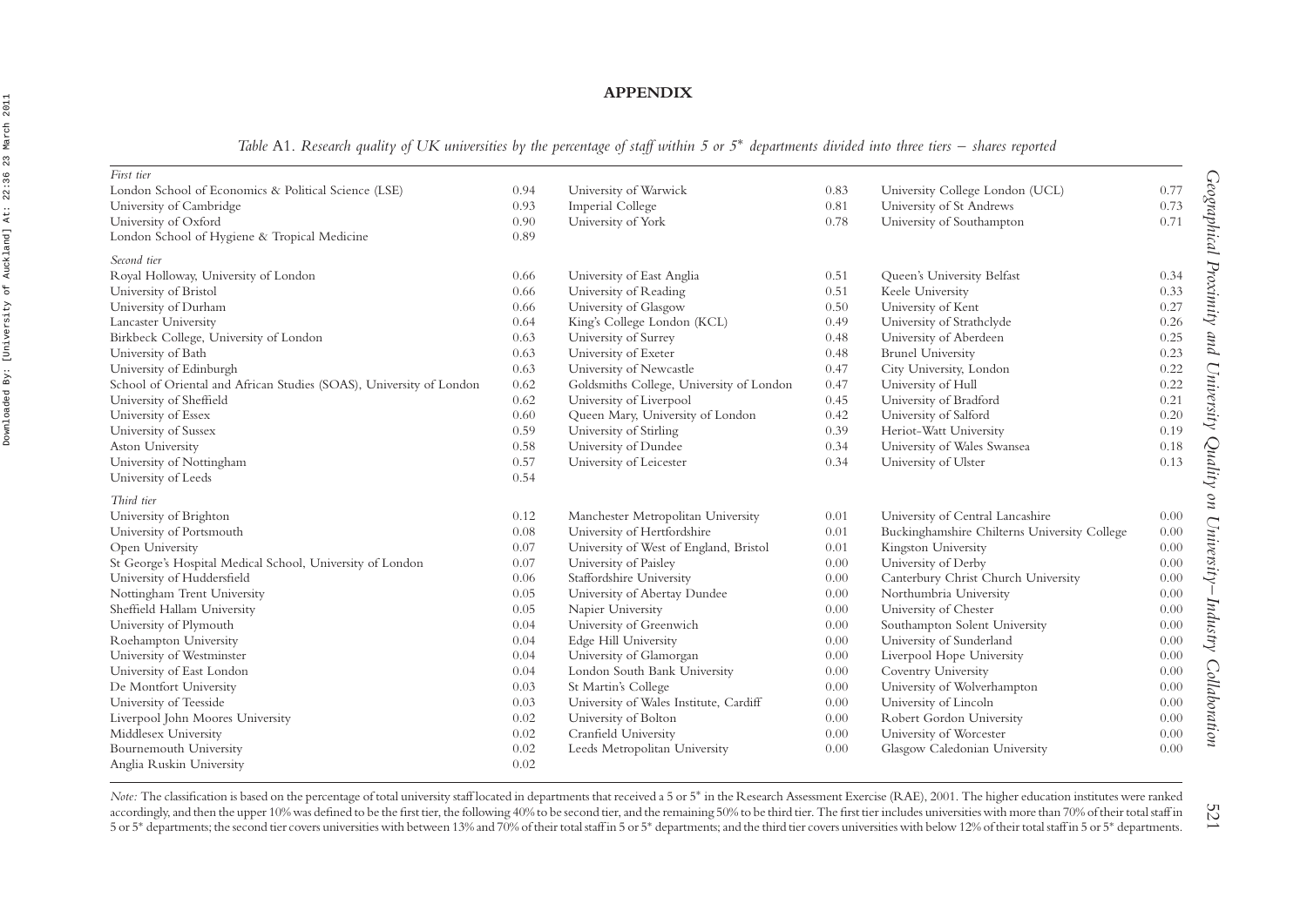## APPENDIX

*Table A1. Research quality of UK universities by the percentage of staff within 5 or 5\* departments divided into three tiers – shares reported*

| University | Share | University | Share | University | Share |
|---|---|---|---|---|---|
| *First tier* | | | | | |
| London School of Economics & Political Science (LSE) | 0.94 | University of Warwick | 0.83 | University College London (UCL) | 0.77 |
| University of Cambridge | 0.93 | Imperial College | 0.81 | University of St Andrews | 0.73 |
| University of Oxford | 0.90 | University of York | 0.78 | University of Southampton | 0.71 |
| London School of Hygiene & Tropical Medicine | 0.89 | | | | |
| *Second tier* | | | | | |
| Royal Holloway, University of London | 0.66 | University of East Anglia | 0.51 | Queen's University Belfast | 0.34 |
| University of Bristol | 0.66 | University of Reading | 0.51 | Keele University | 0.33 |
| University of Durham | 0.66 | University of Glasgow | 0.50 | University of Kent | 0.27 |
| Lancaster University | 0.64 | King's College London (KCL) | 0.49 | University of Strathclyde | 0.26 |
| Birkbeck College, University of London | 0.63 | University of Surrey | 0.48 | University of Aberdeen | 0.25 |
| University of Bath | 0.63 | University of Exeter | 0.48 | Brunel University | 0.23 |
| University of Edinburgh | 0.63 | University of Newcastle | 0.47 | City University, London | 0.22 |
| School of Oriental and African Studies (SOAS), University of London | 0.62 | Goldsmiths College, University of London | 0.47 | University of Hull | 0.22 |
| University of Sheffield | 0.62 | University of Liverpool | 0.45 | University of Bradford | 0.21 |
| University of Essex | 0.60 | Queen Mary, University of London | 0.42 | University of Salford | 0.20 |
| University of Sussex | 0.59 | University of Stirling | 0.39 | Heriot-Watt University | 0.19 |
| Aston University | 0.58 | University of Dundee | 0.34 | University of Wales Swansea | 0.18 |
| University of Nottingham | 0.57 | University of Leicester | 0.34 | University of Ulster | 0.13 |
| University of Leeds | 0.54 | | | | |
| *Third tier* | | | | | |
| University of Brighton | 0.12 | Manchester Metropolitan University | 0.01 | University of Central Lancashire | 0.00 |
| University of Portsmouth | 0.08 | University of Hertfordshire | 0.01 | Buckinghamshire Chilterns University College | 0.00 |
| Open University | 0.07 | University of West of England, Bristol | 0.01 | Kingston University | 0.00 |
| St George's Hospital Medical School, University of London | 0.07 | University of Paisley | 0.00 | University of Derby | 0.00 |
| University of Huddersfield | 0.06 | Staffordshire University | 0.00 | Canterbury Christ Church University | 0.00 |
| Nottingham Trent University | 0.05 | University of Abertay Dundee | 0.00 | Northumbria University | 0.00 |
| Sheffield Hallam University | 0.05 | Napier University | 0.00 | University of Chester | 0.00 |
| University of Plymouth | 0.04 | University of Greenwich | 0.00 | Southampton Solent University | 0.00 |
| Roehampton University | 0.04 | Edge Hill University | 0.00 | University of Sunderland | 0.00 |
| University of Westminster | 0.04 | University of Glamorgan | 0.00 | Liverpool Hope University | 0.00 |
| University of East London | 0.04 | London South Bank University | 0.00 | Coventry University | 0.00 |
| De Montfort University | 0.03 | St Martin's College | 0.00 | University of Wolverhampton | 0.00 |
| University of Teesside | 0.03 | University of Wales Institute, Cardiff | 0.00 | University of Lincoln | 0.00 |
| Liverpool John Moores University | 0.02 | University of Bolton | 0.00 | Robert Gordon University | 0.00 |
| Middlesex University | 0.02 | Cranfield University | 0.00 | University of Worcester | 0.00 |
| Bournemouth University | 0.02 | Leeds Metropolitan University | 0.00 | Glasgow Caledonian University | 0.00 |
| Anglia Ruskin University | 0.02 | | | | |

*Note:* The classification is based on the percentage of total university staff located in departments that received a 5 or 5\* in the Research Assessment Exercise (RAE), 2001. The higher education institutes were ranked accordingly, and then the upper 10% was defined to be the first tier, the following 40% to be second tier, and the remaining 50% to be third tier. The first tier includes universities with more than 70% of their total staff in 5 or 5\* departments; the second tier covers universities with between 13% and 70% of their total staff in 5 or 5\* departments; and the third tier covers universities with below 12% of their total staff in 5 or 5\* departments.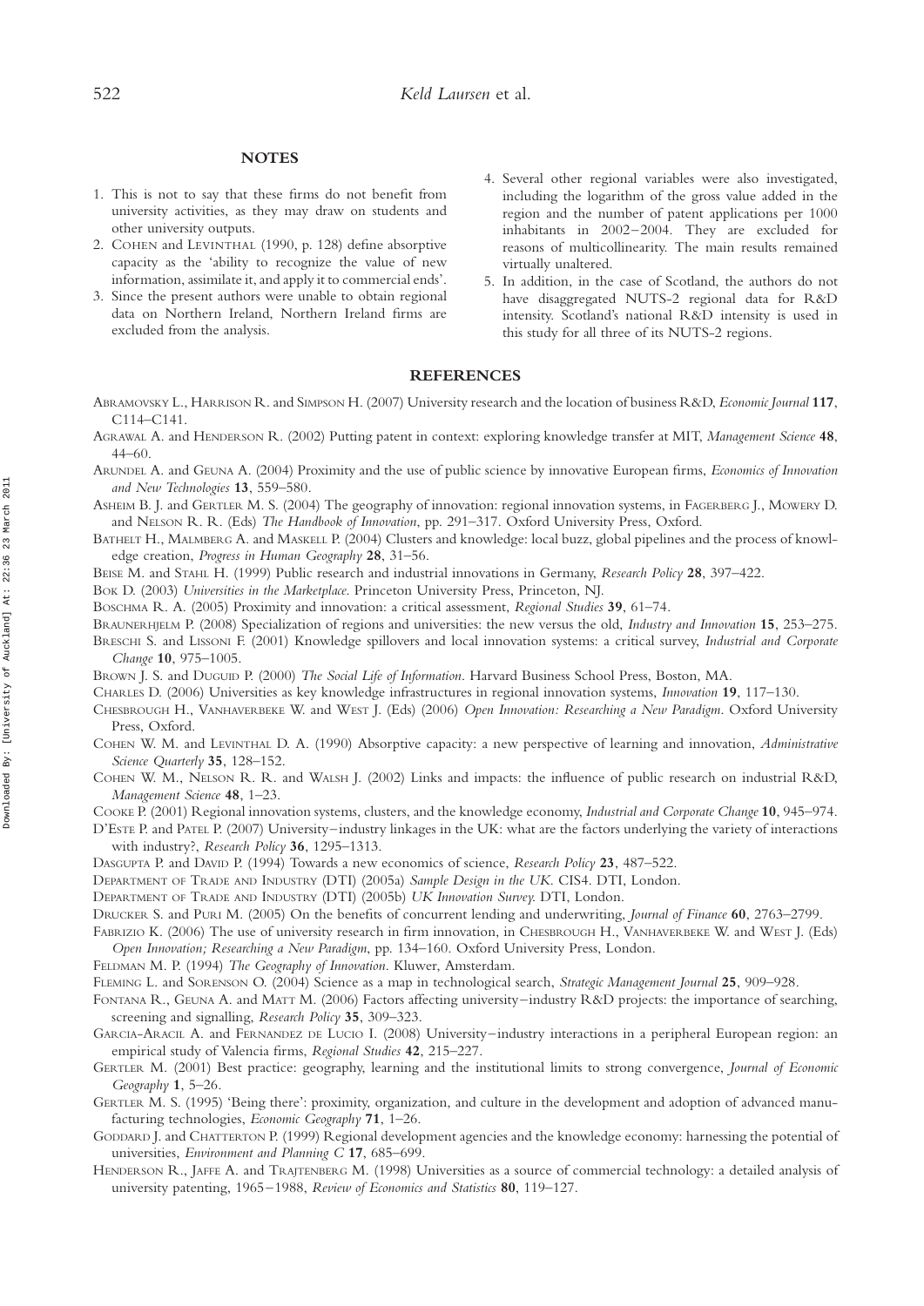## NOTES

1. This is not to say that these firms do not benefit from university activities, as they may draw on students and other university outputs.
2. Cohen and Levinthal (1990, p. 128) define absorptive capacity as the 'ability to recognize the value of new information, assimilate it, and apply it to commercial ends'.
3. Since the present authors were unable to obtain regional data on Northern Ireland, Northern Ireland firms are excluded from the analysis.
4. Several other regional variables were also investigated, including the logarithm of the gross value added in the region and the number of patent applications per 1000 inhabitants in 2002–2004. They are excluded for reasons of multicollinearity. The main results remained virtually unaltered.
5. In addition, in the case of Scotland, the authors do not have disaggregated NUTS-2 regional data for R&D intensity. Scotland's national R&D intensity is used in this study for all three of its NUTS-2 regions.

## REFERENCES

Abramovsky L., Harrison R. and Simpson H. (2007) University research and the location of business R&D, *Economic Journal* **117**, C114–C141.

Agrawal A. and Henderson R. (2002) Putting patent in context: exploring knowledge transfer at MIT, *Management Science* **48**, 44–60.

Arundel A. and Geuna A. (2004) Proximity and the use of public science by innovative European firms, *Economics of Innovation and New Technologies* **13**, 559–580.

Asheim B. J. and Gertler M. S. (2004) The geography of innovation: regional innovation systems, in Fagerberg J., Mowery D. and Nelson R. R. (Eds) *The Handbook of Innovation*, pp. 291–317. Oxford University Press, Oxford.

Bathelt H., Malmberg A. and Maskell P. (2004) Clusters and knowledge: local buzz, global pipelines and the process of knowledge creation, *Progress in Human Geography* **28**, 31–56.

Beise M. and Stahl H. (1999) Public research and industrial innovations in Germany, *Research Policy* **28**, 397–422.

Bok D. (2003) *Universities in the Marketplace*. Princeton University Press, Princeton, NJ.

Boschma R. A. (2005) Proximity and innovation: a critical assessment, *Regional Studies* **39**, 61–74.

Braunerhjelm P. (2008) Specialization of regions and universities: the new versus the old, *Industry and Innovation* **15**, 253–275.

Breschi S. and Lissoni F. (2001) Knowledge spillovers and local innovation systems: a critical survey, *Industrial and Corporate Change* **10**, 975–1005.

Brown J. S. and Duguid P. (2000) *The Social Life of Information*. Harvard Business School Press, Boston, MA.

Charles D. (2006) Universities as key knowledge infrastructures in regional innovation systems, *Innovation* **19**, 117–130.

Chesbrough H., Vanhaverbeke W. and West J. (Eds) (2006) *Open Innovation: Researching a New Paradigm*. Oxford University Press, Oxford.

Cohen W. M. and Levinthal D. A. (1990) Absorptive capacity: a new perspective of learning and innovation, *Administrative Science Quarterly* **35**, 128–152.

Cohen W. M., Nelson R. R. and Walsh J. (2002) Links and impacts: the influence of public research on industrial R&D, *Management Science* **48**, 1–23.

Cooke P. (2001) Regional innovation systems, clusters, and the knowledge economy, *Industrial and Corporate Change* **10**, 945–974.

D'Este P. and Patel P. (2007) University–industry linkages in the UK: what are the factors underlying the variety of interactions with industry?, *Research Policy* **36**, 1295–1313.

Dasgupta P. and David P. (1994) Towards a new economics of science, *Research Policy* **23**, 487–522.

Department of Trade and Industry (DTI) (2005a) *Sample Design in the UK*. CIS4. DTI, London.

Department of Trade and Industry (DTI) (2005b) *UK Innovation Survey*. DTI, London.

Drucker S. and Puri M. (2005) On the benefits of concurrent lending and underwriting, *Journal of Finance* **60**, 2763–2799.

Fabrizio K. (2006) The use of university research in firm innovation, in Chesbrough H., Vanhaverbeke W. and West J. (Eds) *Open Innovation; Researching a New Paradigm*, pp. 134–160. Oxford University Press, London.

Feldman M. P. (1994) *The Geography of Innovation*. Kluwer, Amsterdam.

Fleming L. and Sorenson O. (2004) Science as a map in technological search, *Strategic Management Journal* **25**, 909–928.

Fontana R., Geuna A. and Matt M. (2006) Factors affecting university–industry R&D projects: the importance of searching, screening and signalling, *Research Policy* **35**, 309–323.

Garcia-Aracil A. and Fernandez de Lucio I. (2008) University–industry interactions in a peripheral European region: an empirical study of Valencia firms, *Regional Studies* **42**, 215–227.

Gertler M. (2001) Best practice: geography, learning and the institutional limits to strong convergence, *Journal of Economic Geography* **1**, 5–26.

Gertler M. S. (1995) 'Being there': proximity, organization, and culture in the development and adoption of advanced manufacturing technologies, *Economic Geography* **71**, 1–26.

Goddard J. and Chatterton P. (1999) Regional development agencies and the knowledge economy: harnessing the potential of universities, *Environment and Planning C* **17**, 685–699.

Henderson R., Jaffe A. and Trajtenberg M. (1998) Universities as a source of commercial technology: a detailed analysis of university patenting, 1965–1988, *Review of Economics and Statistics* **80**, 119–127.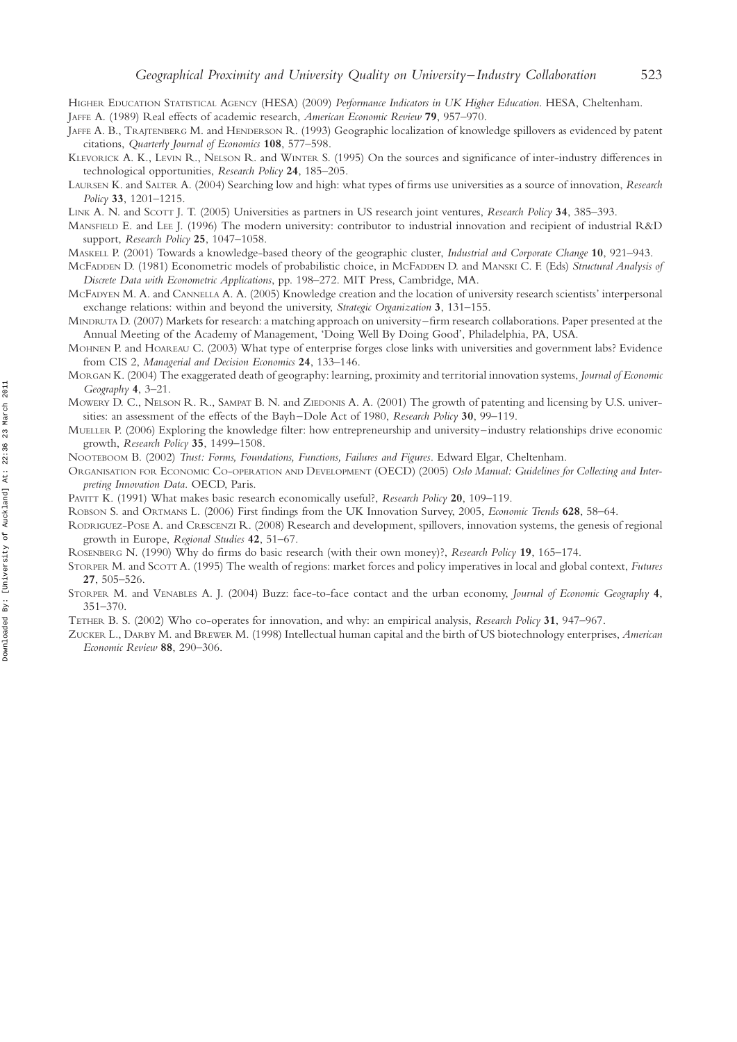Higher Education Statistical Agency (HESA) (2009) *Performance Indicators in UK Higher Education*. HESA, Cheltenham.

Jaffe A. (1989) Real effects of academic research, *American Economic Review* **79**, 957–970.

Jaffe A. B., Trajtenberg M. and Henderson R. (1993) Geographic localization of knowledge spillovers as evidenced by patent citations, *Quarterly Journal of Economics* **108**, 577–598.

Klevorick A. K., Levin R., Nelson R. and Winter S. (1995) On the sources and significance of inter-industry differences in technological opportunities, *Research Policy* **24**, 185–205.

Laursen K. and Salter A. (2004) Searching low and high: what types of firms use universities as a source of innovation, *Research Policy* **33**, 1201–1215.

Link A. N. and Scott J. T. (2005) Universities as partners in US research joint ventures, *Research Policy* **34**, 385–393.

Mansfield E. and Lee J. (1996) The modern university: contributor to industrial innovation and recipient of industrial R&D support, *Research Policy* **25**, 1047–1058.

Maskell P. (2001) Towards a knowledge-based theory of the geographic cluster, *Industrial and Corporate Change* **10**, 921–943.

McFadden D. (1981) Econometric models of probabilistic choice, in McFadden D. and Manski C. F. (Eds) *Structural Analysis of Discrete Data with Econometric Applications*, pp. 198–272. MIT Press, Cambridge, MA.

McFadyen M. A. and Cannella A. A. (2005) Knowledge creation and the location of university research scientists' interpersonal exchange relations: within and beyond the university, *Strategic Organization* **3**, 131–155.

Mindruta D. (2007) Markets for research: a matching approach on university–firm research collaborations. Paper presented at the Annual Meeting of the Academy of Management, 'Doing Well By Doing Good', Philadelphia, PA, USA.

Mohnen P. and Hoareau C. (2003) What type of enterprise forges close links with universities and government labs? Evidence from CIS 2, *Managerial and Decision Economics* **24**, 133–146.

Morgan K. (2004) The exaggerated death of geography: learning, proximity and territorial innovation systems, *Journal of Economic Geography* **4**, 3–21.

Mowery D. C., Nelson R. R., Sampat B. N. and Ziedonis A. A. (2001) The growth of patenting and licensing by U.S. universities: an assessment of the effects of the Bayh–Dole Act of 1980, *Research Policy* **30**, 99–119.

Mueller P. (2006) Exploring the knowledge filter: how entrepreneurship and university–industry relationships drive economic growth, *Research Policy* **35**, 1499–1508.

Nooteboom B. (2002) *Trust: Forms, Foundations, Functions, Failures and Figures*. Edward Elgar, Cheltenham.

Organisation for Economic Co-operation and Development (OECD) (2005) *Oslo Manual: Guidelines for Collecting and Interpreting Innovation Data*. OECD, Paris.

Pavitt K. (1991) What makes basic research economically useful?, *Research Policy* **20**, 109–119.

Robson S. and Ortmans L. (2006) First findings from the UK Innovation Survey, 2005, *Economic Trends* **628**, 58–64.

Rodriguez-Pose A. and Crescenzi R. (2008) Research and development, spillovers, innovation systems, the genesis of regional growth in Europe, *Regional Studies* **42**, 51–67.

Rosenberg N. (1990) Why do firms do basic research (with their own money)?, *Research Policy* **19**, 165–174.

Storper M. and Scott A. (1995) The wealth of regions: market forces and policy imperatives in local and global context, *Futures* **27**, 505–526.

Storper M. and Venables A. J. (2004) Buzz: face-to-face contact and the urban economy, *Journal of Economic Geography* **4**, 351–370.

Tether B. S. (2002) Who co-operates for innovation, and why: an empirical analysis, *Research Policy* **31**, 947–967.

Zucker L., Darby M. and Brewer M. (1998) Intellectual human capital and the birth of US biotechnology enterprises, *American Economic Review* **88**, 290–306.